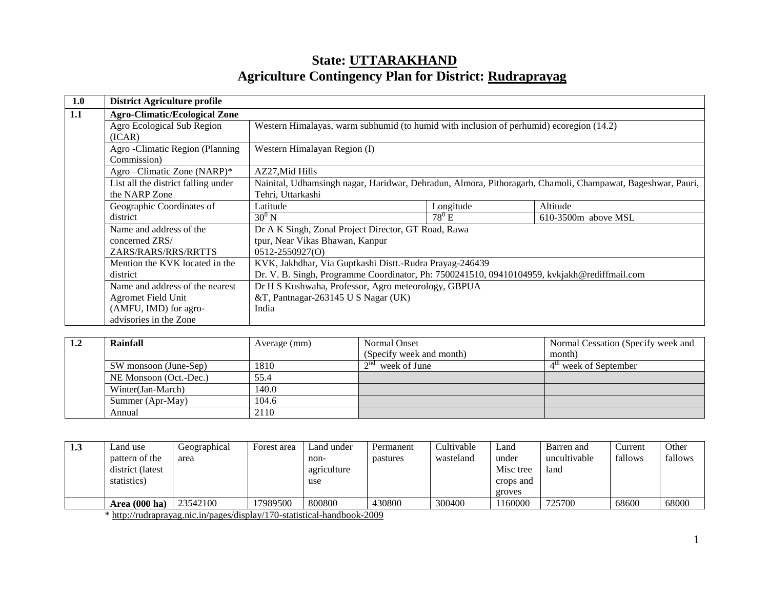# State: UTTARAKHAND
## Agriculture Contingency Plan for District: Rudraprayag

| 1.0 | District Agriculture profile | | | |
|---|---|---|---|---|
| 1.1 | **Agro-Climatic/Ecological Zone** | | | |
| | Agro Ecological Sub Region (ICAR) | Western Himalayas, warm subhumid (to humid with inclusion of perhumid) ecoregion (14.2) | | |
| | Agro -Climatic Region (Planning Commission) | Western Himalayan Region (I) | | |
| | Agro –Climatic Zone (NARP)* | AZ27,Mid Hills | | |
| | List all the district falling under the NARP Zone | Nainital, Udhamsingh nagar, Haridwar, Dehradun, Almora, Pithoragarh, Chamoli, Champawat, Bageshwar, Pauri, Tehri, Uttarkashi | | |
| | Geographic Coordinates of district | Latitude | Longitude | Altitude |
| | | $30^0$ N | $78^0$ E | 610-3500m above MSL |
| | Name and address of the concerned ZRS/ ZARS/RARS/RRS/RRTTS | Dr A K Singh, Zonal Project Director, GT Road, Rawa tpur, Near Vikas Bhawan, Kanpur 0512-2550927(O) | | |
| | Mention the KVK located in the district | KVK, Jakhdhar, Via Guptkashi Distt.-Rudra Prayag-246439 Dr. V. B. Singh, Programme Coordinator, Ph: 7500241510, 09410104959, kvkjakh@rediffmail.com | | |
| | Name and address of the nearest Agromet Field Unit (AMFU, IMD) for agro-advisories in the Zone | Dr H S Kushwaha, Professor, Agro meteorology, GBPUA &T, Pantnagar-263145 U S Nagar (UK) India | | |

| 1.2 | **Rainfall** | Average (mm) | Normal Onset (Specify week and month) | Normal Cessation (Specify week and month) |
|---|---|---|---|---|
| | SW monsoon (June-Sep) | 1810 | 2nd week of June | 4th week of September |
| | NE Monsoon (Oct.-Dec.) | 55.4 | | |
| | Winter(Jan-March) | 140.0 | | |
| | Summer (Apr-May) | 104.6 | | |
| | Annual | 2110 | | |

| 1.3 | Land use pattern of the district (latest statistics) | Geographical area | Forest area | Land under non-agriculture use | Permanent pastures | Cultivable wasteland | Land under Misc tree crops and groves | Barren and uncultivable land | Current fallows | Other fallows |
|---|---|---|---|---|---|---|---|---|---|---|
| | **Area (000 ha)** | 23542100 | 17989500 | 800800 | 430800 | 300400 | 1160000 | 725700 | 68600 | 68000 |

\* http://rudraprayag.nic.in/pages/display/170-statistical-handbook-2009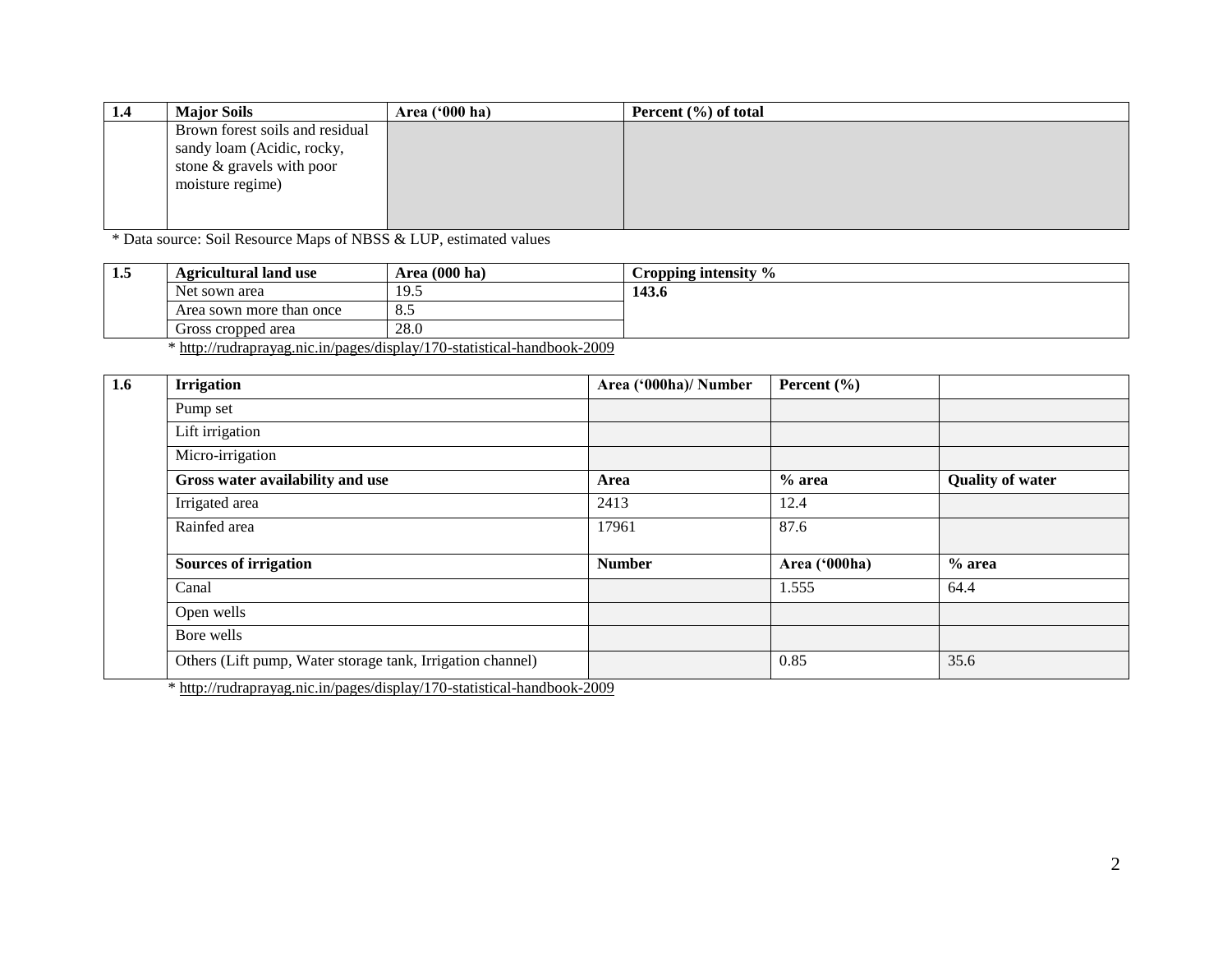| 1.4 | Major Soils | Area ('000 ha) | Percent (%) of total |
|---|---|---|---|
| | Brown forest soils and residual sandy loam (Acidic, rocky, stone & gravels with poor moisture regime) | | |

* Data source: Soil Resource Maps of NBSS & LUP, estimated values

| 1.5 | Agricultural land use | Area (000 ha) | Cropping intensity % |
|---|---|---|---|
| | Net sown area | 19.5 | **143.6** |
| | Area sown more than once | 8.5 | |
| | Gross cropped area | 28.0 | |

* http://rudraprayag.nic.in/pages/display/170-statistical-handbook-2009

| 1.6 | Irrigation | Area ('000ha)/ Number | Percent (%) | |
|---|---|---|---|---|
| | Pump set | | | |
| | Lift irrigation | | | |
| | Micro-irrigation | | | |
| | **Gross water availability and use** | **Area** | **% area** | **Quality of water** |
| | Irrigated area | 2413 | 12.4 | |
| | Rainfed area | 17961 | 87.6 | |
| | **Sources of irrigation** | **Number** | **Area ('000ha)** | **% area** |
| | Canal | | 1.555 | 64.4 |
| | Open wells | | | |
| | Bore wells | | | |
| | Others (Lift pump, Water storage tank, Irrigation channel) | | 0.85 | 35.6 |

* http://rudraprayag.nic.in/pages/display/170-statistical-handbook-2009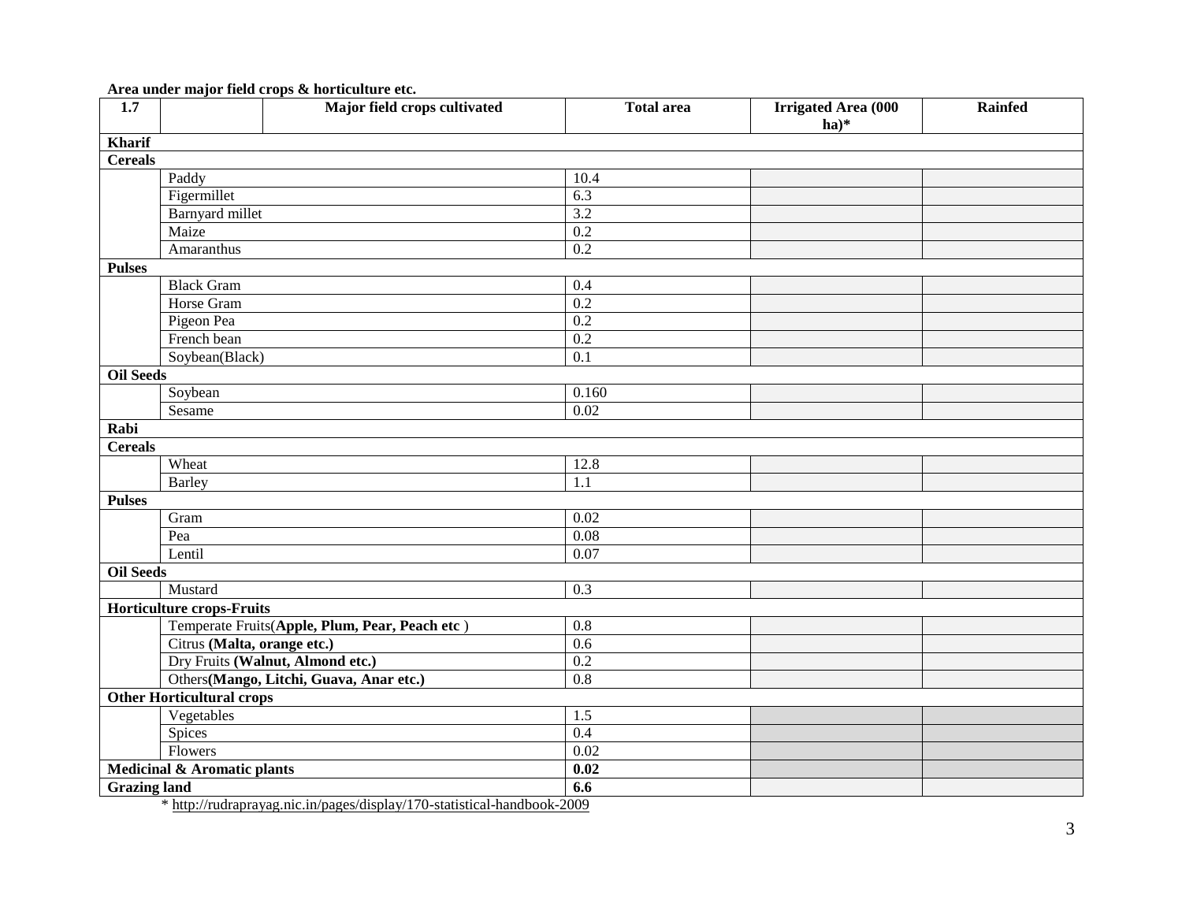**Area under major field crops & horticulture etc.**

| 1.7 | | Major field crops cultivated | Total area | Irrigated Area (000 ha)* | Rainfed |
|---|---|---|---|---|---|
| **Kharif** | | | | | |
| **Cereals** | | | | | |
| | Paddy | | 10.4 | | |
| | Figermillet | | 6.3 | | |
| | Barnyard millet | | 3.2 | | |
| | Maize | | 0.2 | | |
| | Amaranthus | | 0.2 | | |
| **Pulses** | | | | | |
| | Black Gram | | 0.4 | | |
| | Horse Gram | | 0.2 | | |
| | Pigeon Pea | | 0.2 | | |
| | French bean | | 0.2 | | |
| | Soybean(Black) | | 0.1 | | |
| **Oil Seeds** | | | | | |
| | Soybean | | 0.160 | | |
| | Sesame | | 0.02 | | |
| **Rabi** | | | | | |
| **Cereals** | | | | | |
| | Wheat | | 12.8 | | |
| | Barley | | 1.1 | | |
| **Pulses** | | | | | |
| | Gram | | 0.02 | | |
| | Pea | | 0.08 | | |
| | Lentil | | 0.07 | | |
| **Oil Seeds** | | | | | |
| | Mustard | | 0.3 | | |
| **Horticulture crops-Fruits** | | | | | |
| | Temperate Fruits(**Apple, Plum, Pear, Peach etc** ) | | 0.8 | | |
| | Citrus **(Malta, orange etc.)** | | 0.6 | | |
| | Dry Fruits **(Walnut, Almond etc.)** | | 0.2 | | |
| | Others**(Mango, Litchi, Guava, Anar etc.)** | | 0.8 | | |
| **Other Horticultural crops** | | | | | |
| | Vegetables | | 1.5 | | |
| | Spices | | 0.4 | | |
| | Flowers | | 0.02 | | |
| **Medicinal & Aromatic plants** | | | **0.02** | | |
| **Grazing land** | | | **6.6** | | |

* http://rudraprayag.nic.in/pages/display/170-statistical-handbook-2009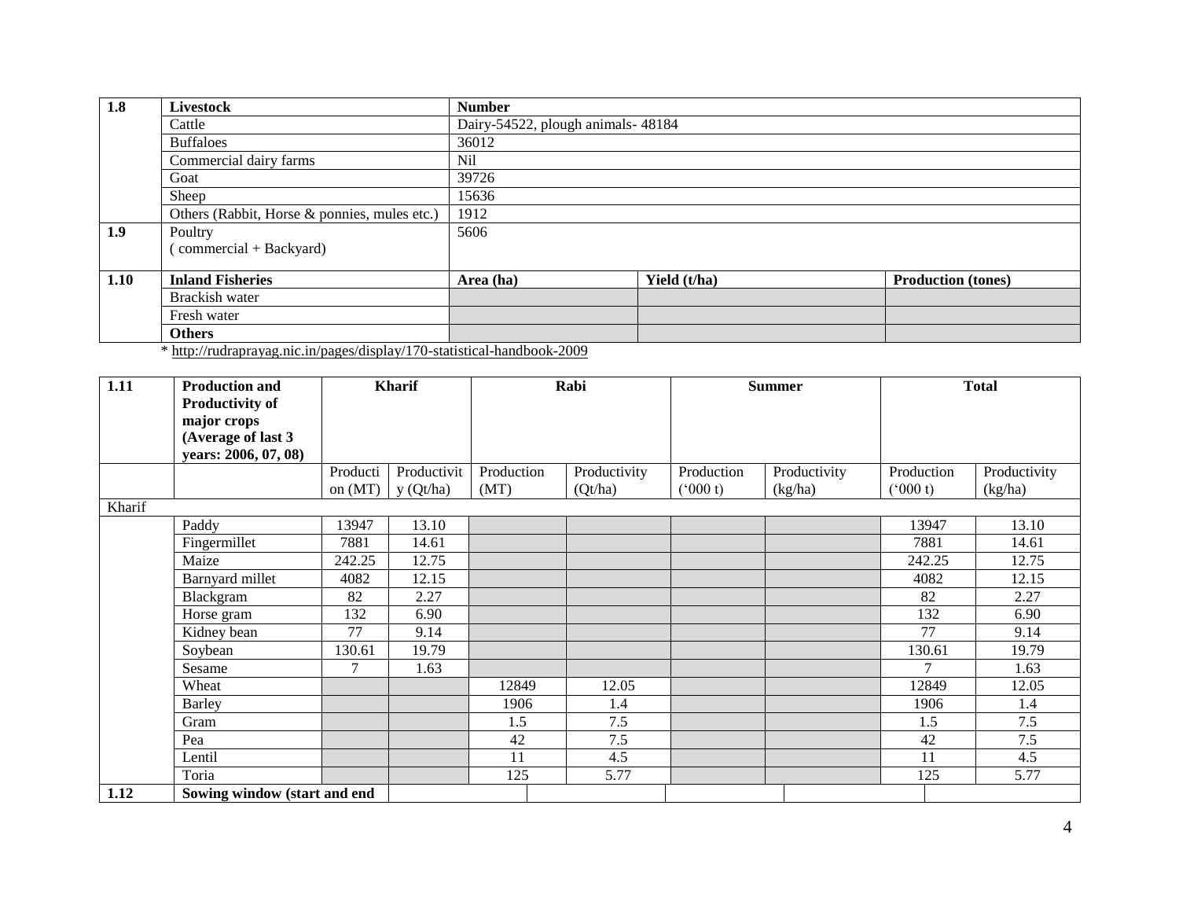| 1.8 | Livestock | Number | | |
|---|---|---|---|---|
| | Cattle | Dairy-54522, plough animals- 48184 | | |
| | Buffaloes | 36012 | | |
| | Commercial dairy farms | Nil | | |
| | Goat | 39726 | | |
| | Sheep | 15636 | | |
| | Others (Rabbit, Horse & ponnies, mules etc.) | 1912 | | |
| 1.9 | Poultry ( commercial + Backyard) | 5606 | | |
| 1.10 | **Inland Fisheries** | **Area (ha)** | **Yield (t/ha)** | **Production (tones)** |
| | Brackish water | | | |
| | Fresh water | | | |
| | **Others** | | | |

* http://rudraprayag.nic.in/pages/display/170-statistical-handbook-2009

| 1.11 | Production and Productivity of major crops (Average of last 3 years: 2006, 07, 08) | Kharif | | Rabi | | Summer | | Total | |
|---|---|---|---|---|---|---|---|---|---|
| | | Production (MT) | Productivity (Qt/ha) | Production (MT) | Productivity (Qt/ha) | Production ('000 t) | Productivity (kg/ha) | Production ('000 t) | Productivity (kg/ha) |
| Kharif | | | | | | | | | |
| | Paddy | 13947 | 13.10 | | | | | 13947 | 13.10 |
| | Fingermillet | 7881 | 14.61 | | | | | 7881 | 14.61 |
| | Maize | 242.25 | 12.75 | | | | | 242.25 | 12.75 |
| | Barnyard millet | 4082 | 12.15 | | | | | 4082 | 12.15 |
| | Blackgram | 82 | 2.27 | | | | | 82 | 2.27 |
| | Horse gram | 132 | 6.90 | | | | | 132 | 6.90 |
| | Kidney bean | 77 | 9.14 | | | | | 77 | 9.14 |
| | Soybean | 130.61 | 19.79 | | | | | 130.61 | 19.79 |
| | Sesame | 7 | 1.63 | | | | | 7 | 1.63 |
| | Wheat | | | 12849 | 12.05 | | | 12849 | 12.05 |
| | Barley | | | 1906 | 1.4 | | | 1906 | 1.4 |
| | Gram | | | 1.5 | 7.5 | | | 1.5 | 7.5 |
| | Pea | | | 42 | 7.5 | | | 42 | 7.5 |
| | Lentil | | | 11 | 4.5 | | | 11 | 4.5 |
| | Toria | | | 125 | 5.77 | | | 125 | 5.77 |
| 1.12 | **Sowing window (start and end** | | | | | | | | |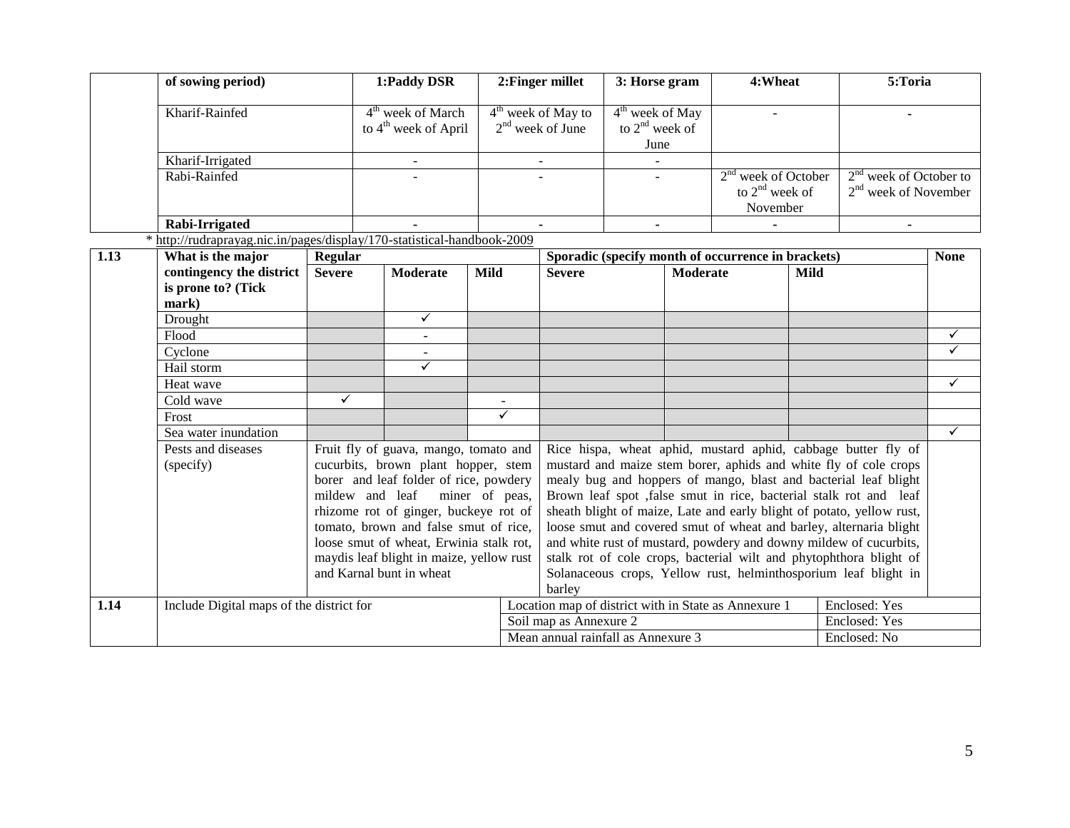| | of sowing period) | 1:Paddy DSR | 2:Finger millet | 3: Horse gram | 4:Wheat | 5:Toria |
|---|---|---|---|---|---|---|
| | Kharif-Rainfed | 4th week of March to 4th week of April | 4th week of May to 2nd week of June | 4th week of May to 2nd week of June | - | - |
| | Kharif-Irrigated | - | - | - | | |
| | Rabi-Rainfed | - | - | - | 2nd week of October to 2nd week of November | 2nd week of October to 2nd week of November |
| | **Rabi-Irrigated** | - | - | - | - | - |

* http://rudraprayag.nic.in/pages/display/170-statistical-handbook-2009

| 1.13 | What is the major contingency the district is prone to? (Tick mark) | Regular | | | Sporadic (specify month of occurrence in brackets) | | | None |
|---|---|---|---|---|---|---|---|---|
| | | **Severe** | **Moderate** | **Mild** | **Severe** | **Moderate** | **Mild** | |
| | Drought | | ✓ | | | | | |
| | Flood | | - | | | | | ✓ |
| | Cyclone | | - | | | | | ✓ |
| | Hail storm | | ✓ | | | | | |
| | Heat wave | | | | | | | ✓ |
| | Cold wave | ✓ | | - | | | | |
| | Frost | | | ✓ | | | | |
| | Sea water inundation | | | | | | | ✓ |
| | Pests and diseases (specify) | Fruit fly of guava, mango, tomato and cucurbits, brown plant hopper, stem borer and leaf folder of rice, powdery mildew and leaf miner of peas, rhizome rot of ginger, buckeye rot of tomato, brown and false smut of rice, loose smut of wheat, Erwinia stalk rot, maydis leaf blight in maize, yellow rust and Karnal bunt in wheat | | | Rice hispa, wheat aphid, mustard aphid, cabbage butter fly of mustard and maize stem borer, aphids and white fly of cole crops mealy bug and hoppers of mango, blast and bacterial leaf blight Brown leaf spot ,false smut in rice, bacterial stalk rot and leaf sheath blight of maize, Late and early blight of potato, yellow rust, loose smut and covered smut of wheat and barley, alternaria blight and white rust of mustard, powdery and downy mildew of cucurbits, stalk rot of cole crops, bacterial wilt and phytophthora blight of Solanaceous crops, Yellow rust, helminthosporium leaf blight in barley | | | |

| 1.14 | Include Digital maps of the district for | Location map of district with in State as Annexure 1 | Enclosed: Yes |
|---|---|---|---|
| | | Soil map as Annexure 2 | Enclosed: Yes |
| | | Mean annual rainfall as Annexure 3 | Enclosed: No |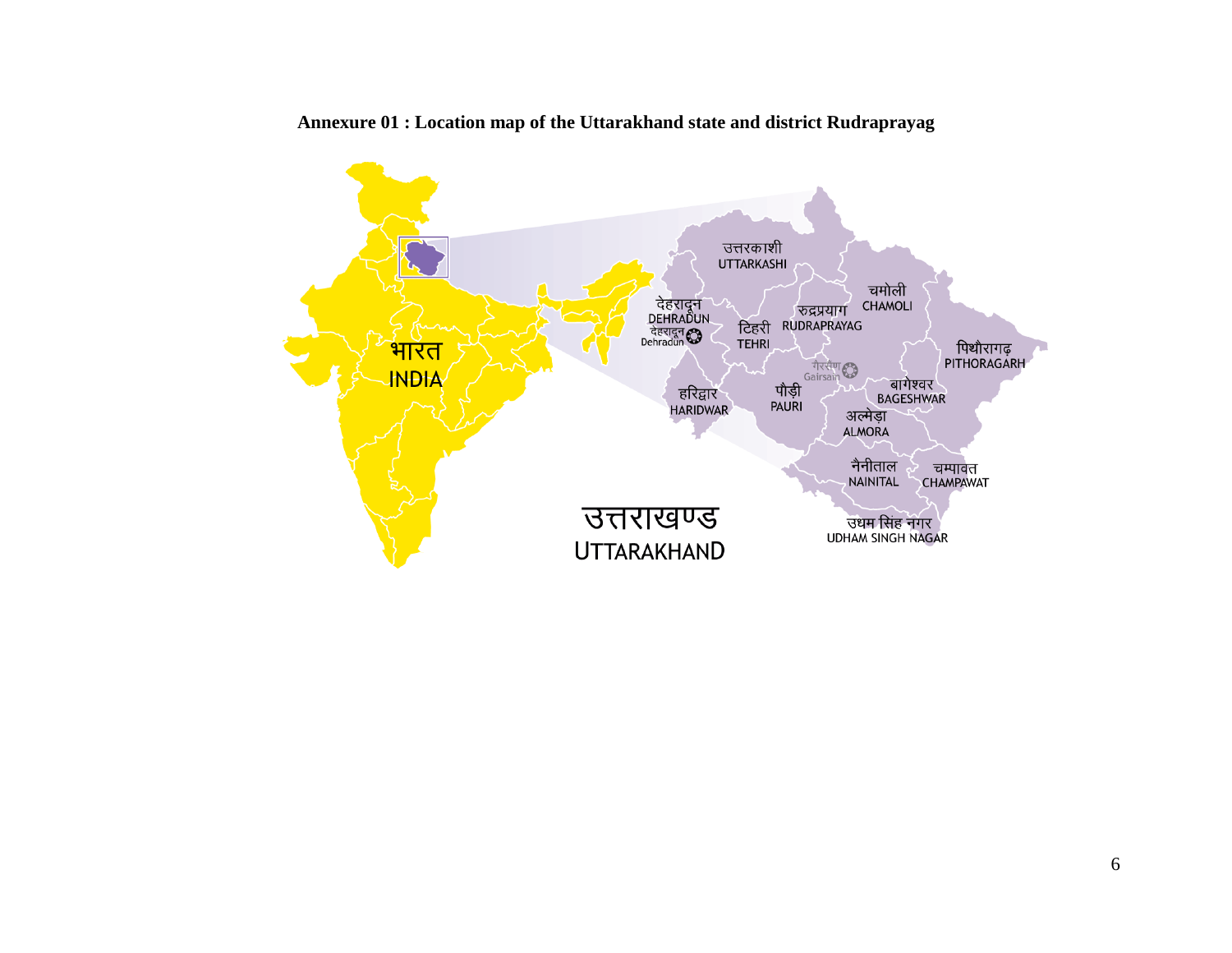**Annexure 01 : Location map of the Uttarakhand state and district Rudraprayag**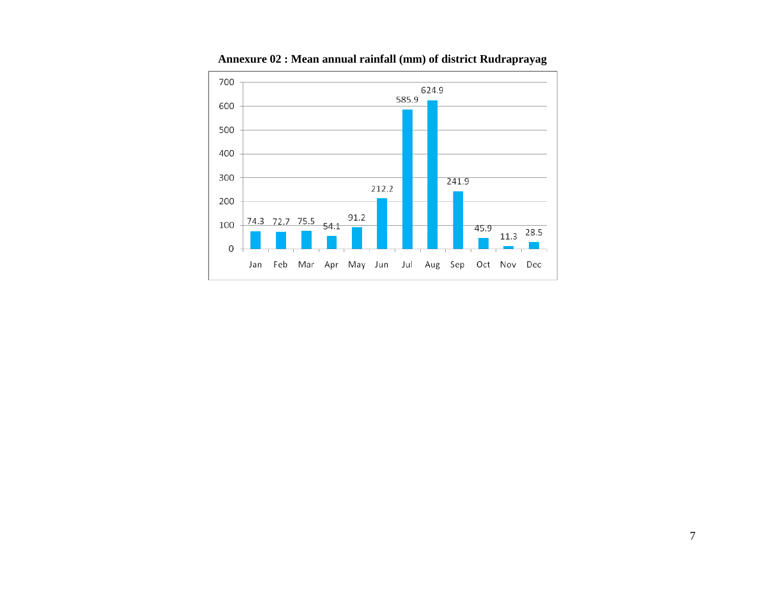**Annexure 02 : Mean annual rainfall (mm) of district Rudraprayag**

| Month | Rainfall (mm) |
|---|---|
| Jan | 74.3 |
| Feb | 72.7 |
| Mar | 75.5 |
| Apr | 54.1 |
| May | 91.2 |
| Jun | 212.2 |
| Jul | 585.9 |
| Aug | 624.9 |
| Sep | 241.9 |
| Oct | 45.9 |
| Nov | 11.3 |
| Dec | 28.5 |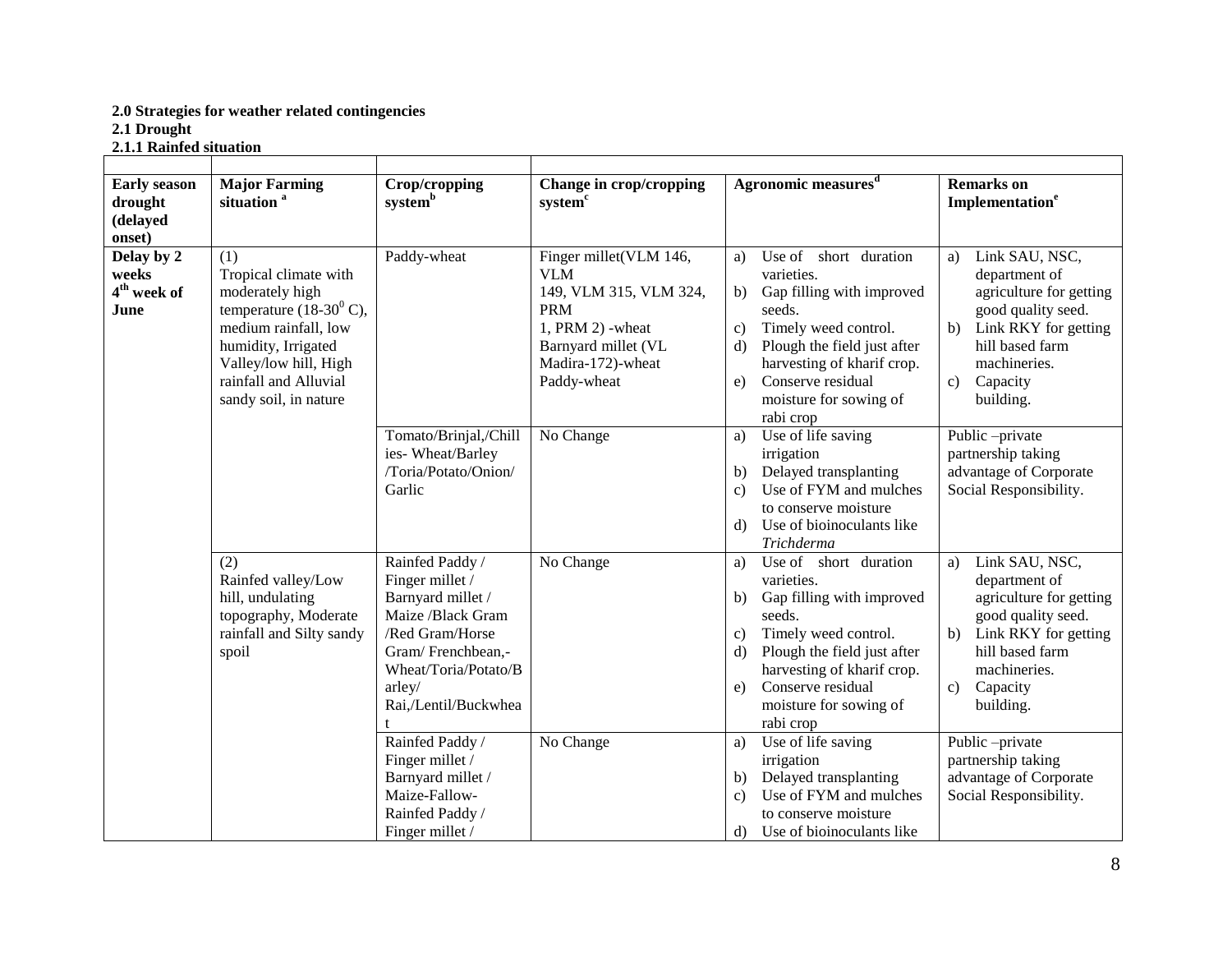**2.0 Strategies for weather related contingencies**

**2.1 Drought**

**2.1.1 Rainfed situation**

| **Early season drought (delayed onset)** | **Major Farming situation** [a] | **Crop/cropping system**[b] | **Change in crop/cropping system**[c] | **Agronomic measures**[d] | **Remarks on Implementation**[e] |
|---|---|---|---|---|---|
| **Delay by 2 weeks 4$^{th}$ week of June** | (1) Tropical climate with moderately high temperature (18-30$^{0}$ C), medium rainfall, low humidity, Irrigated Valley/low hill, High rainfall and Alluvial sandy soil, in nature | Paddy-wheat | Finger millet(VLM 146, VLM 149, VLM 315, VLM 324, PRM 1, PRM 2) -wheat Barnyard millet (VL Madira-172)-wheat Paddy-wheat | a) Use of short duration varieties. b) Gap filling with improved seeds. c) Timely weed control. d) Plough the field just after harvesting of kharif crop. e) Conserve residual moisture for sowing of rabi crop | a) Link SAU, NSC, department of agriculture for getting good quality seed. b) Link RKY for getting hill based farm machineries. c) Capacity building. |
| | | Tomato/Brinjal,/Chillies- Wheat/Barley /Toria/Potato/Onion/ Garlic | No Change | a) Use of life saving irrigation b) Delayed transplanting c) Use of FYM and mulches to conserve moisture d) Use of bioinoculants like *Trichderma* | Public –private partnership taking advantage of Corporate Social Responsibility. |
| | (2) Rainfed valley/Low hill, undulating topography, Moderate rainfall and Silty sandy spoil | Rainfed Paddy / Finger millet / Barnyard millet / Maize /Black Gram /Red Gram/Horse Gram/ Frenchbean,- Wheat/Toria/Potato/Barley/ Rai,/Lentil/Buckwheat | No Change | a) Use of short duration varieties. b) Gap filling with improved seeds. c) Timely weed control. d) Plough the field just after harvesting of kharif crop. e) Conserve residual moisture for sowing of rabi crop | a) Link SAU, NSC, department of agriculture for getting good quality seed. b) Link RKY for getting hill based farm machineries. c) Capacity building. |
| | | Rainfed Paddy / Finger millet / Barnyard millet / Maize-Fallow- Rainfed Paddy / Finger millet / | No Change | a) Use of life saving irrigation b) Delayed transplanting c) Use of FYM and mulches to conserve moisture d) Use of bioinoculants like | Public –private partnership taking advantage of Corporate Social Responsibility. |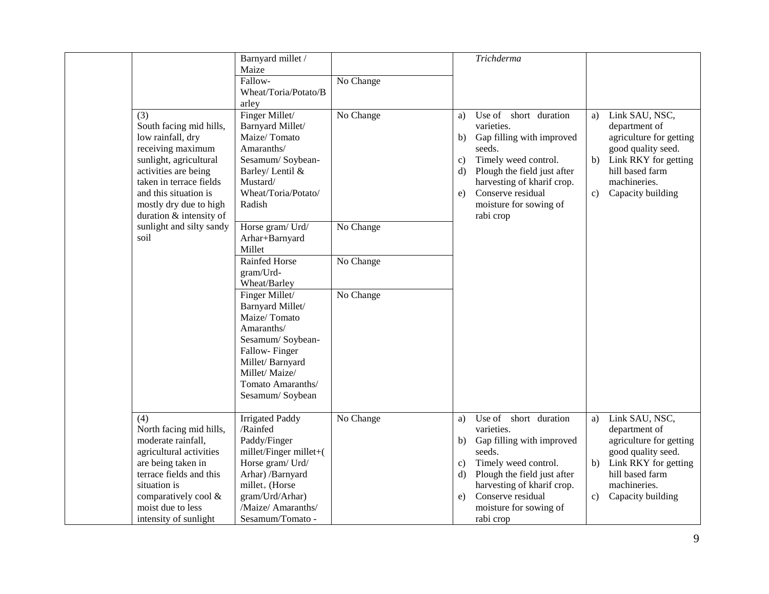|  |  |  |  |  |  |
|---|---|---|---|---|---|
|  |  | Barnyard millet / Maize |  | *Trichderma* |  |
|  |  | Fallow-Wheat/Toria/Potato/Barley | No Change |  |  |
|  | (3) South facing mid hills, low rainfall, dry receiving maximum sunlight, agricultural activities are being taken in terrace fields and this situation is mostly dry due to high duration & intensity of sunlight and silty sandy soil | Finger Millet/ Barnyard Millet/ Maize/ Tomato Amaranths/ Sesamum/ Soybean-Barley/ Lentil & Mustard/ Wheat/Toria/Potato/ Radish | No Change | a) Use of short duration varieties.<br>b) Gap filling with improved seeds.<br>c) Timely weed control.<br>d) Plough the field just after harvesting of kharif crop.<br>e) Conserve residual moisture for sowing of rabi crop | a) Link SAU, NSC, department of agriculture for getting good quality seed.<br>b) Link RKY for getting hill based farm machineries.<br>c) Capacity building |
|  |  | Horse gram/ Urd/ Arhar+Barnyard Millet | No Change |  |  |
|  |  | Rainfed Horse gram/Urd-Wheat/Barley | No Change |  |  |
|  |  | Finger Millet/ Barnyard Millet/ Maize/ Tomato Amaranths/ Sesamum/ Soybean-Fallow- Finger Millet/ Barnyard Millet/ Maize/ Tomato Amaranths/ Sesamum/ Soybean | No Change |  |  |
|  | (4) North facing mid hills, moderate rainfall, agricultural activities are being taken in terrace fields and this situation is comparatively cool & moist due to less intensity of sunlight | Irrigated Paddy /Rainfed Paddy/Finger millet/Finger millet+( Horse gram/ Urd/ Arhar) /Barnyard millet+ (Horse gram/Urd/Arhar) /Maize/ Amaranths/ Sesamum/Tomato - | No Change | a) Use of short duration varieties.<br>b) Gap filling with improved seeds.<br>c) Timely weed control.<br>d) Plough the field just after harvesting of kharif crop.<br>e) Conserve residual moisture for sowing of rabi crop | a) Link SAU, NSC, department of agriculture for getting good quality seed.<br>b) Link RKY for getting hill based farm machineries.<br>c) Capacity building |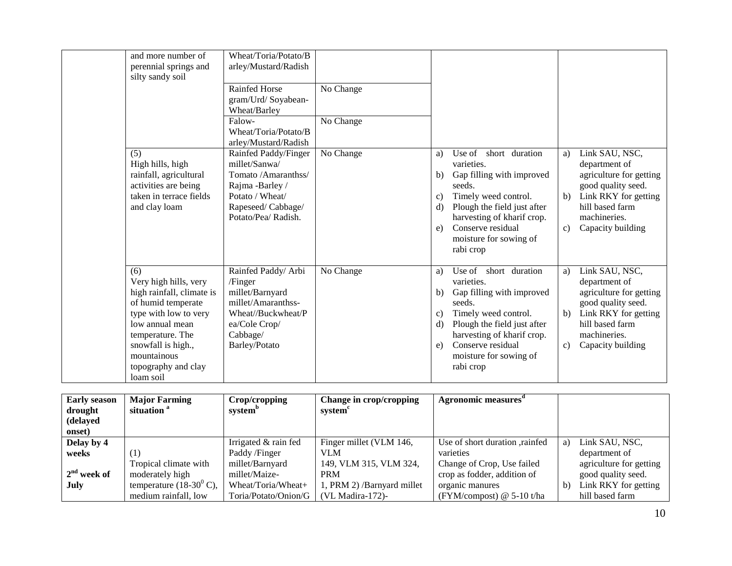|  | Major Farming situation | Crop/cropping system | Change in crop/cropping system | Agronomic measures | |
|---|---|---|---|---|---|
|  | and more number of perennial springs and silty sandy soil | Wheat/Toria/Potato/Barley/Mustard/Radish | | | |
|  | | Rainfed Horse gram/Urd/ Soyabean-Wheat/Barley | No Change | | |
|  | | Falow-Wheat/Toria/Potato/Barley/Mustard/Radish | No Change | | |
|  | (5) High hills, high rainfall, agricultural activities are being taken in terrace fields and clay loam | Rainfed Paddy/Finger millet/Sanwa/ Tomato /Amaranthss/ Rajma -Barley / Potato / Wheat/ Rapeseed/ Cabbage/ Potato/Pea/ Radish. | No Change | a) Use of short duration varieties. b) Gap filling with improved seeds. c) Timely weed control. d) Plough the field just after harvesting of kharif crop. e) Conserve residual moisture for sowing of rabi crop | a) Link SAU, NSC, department of agriculture for getting good quality seed. b) Link RKY for getting hill based farm machineries. c) Capacity building |
|  | (6) Very high hills, very high rainfall, climate is of humid temperate type with low to very low annual mean temperature. The snowfall is high., mountainous topography and clay loam soil | Rainfed Paddy/ Arbi /Finger millet/Barnyard millet/Amaranthss-Wheat//Buckwheat/Pea/Cole Crop/ Cabbage/ Barley/Potato | No Change | a) Use of short duration varieties. b) Gap filling with improved seeds. c) Timely weed control. d) Plough the field just after harvesting of kharif crop. e) Conserve residual moisture for sowing of rabi crop | a) Link SAU, NSC, department of agriculture for getting good quality seed. b) Link RKY for getting hill based farm machineries. c) Capacity building |

| Early season drought (delayed onset) | Major Farming situation [a] | Crop/cropping system[b] | Change in crop/cropping system[c] | Agronomic measures[d] | |
|---|---|---|---|---|---|
| **Delay by 4 weeks** **2[nd] week of July** | (1) Tropical climate with moderately high temperature (18-30$^0$ C), medium rainfall, low | Irrigated & rain fed Paddy /Finger millet/Barnyard millet/Maize-Wheat/Toria/Wheat+ Toria/Potato/Onion/G | Finger millet (VLM 146, VLM 149, VLM 315, VLM 324, PRM 1, PRM 2) /Barnyard millet (VL Madira-172)- | Use of short duration ,rainfed varieties Change of Crop, Use failed crop as fodder, addition of organic manures (FYM/compost) @ 5-10 t/ha | a) Link SAU, NSC, department of agriculture for getting good quality seed. b) Link RKY for getting hill based farm |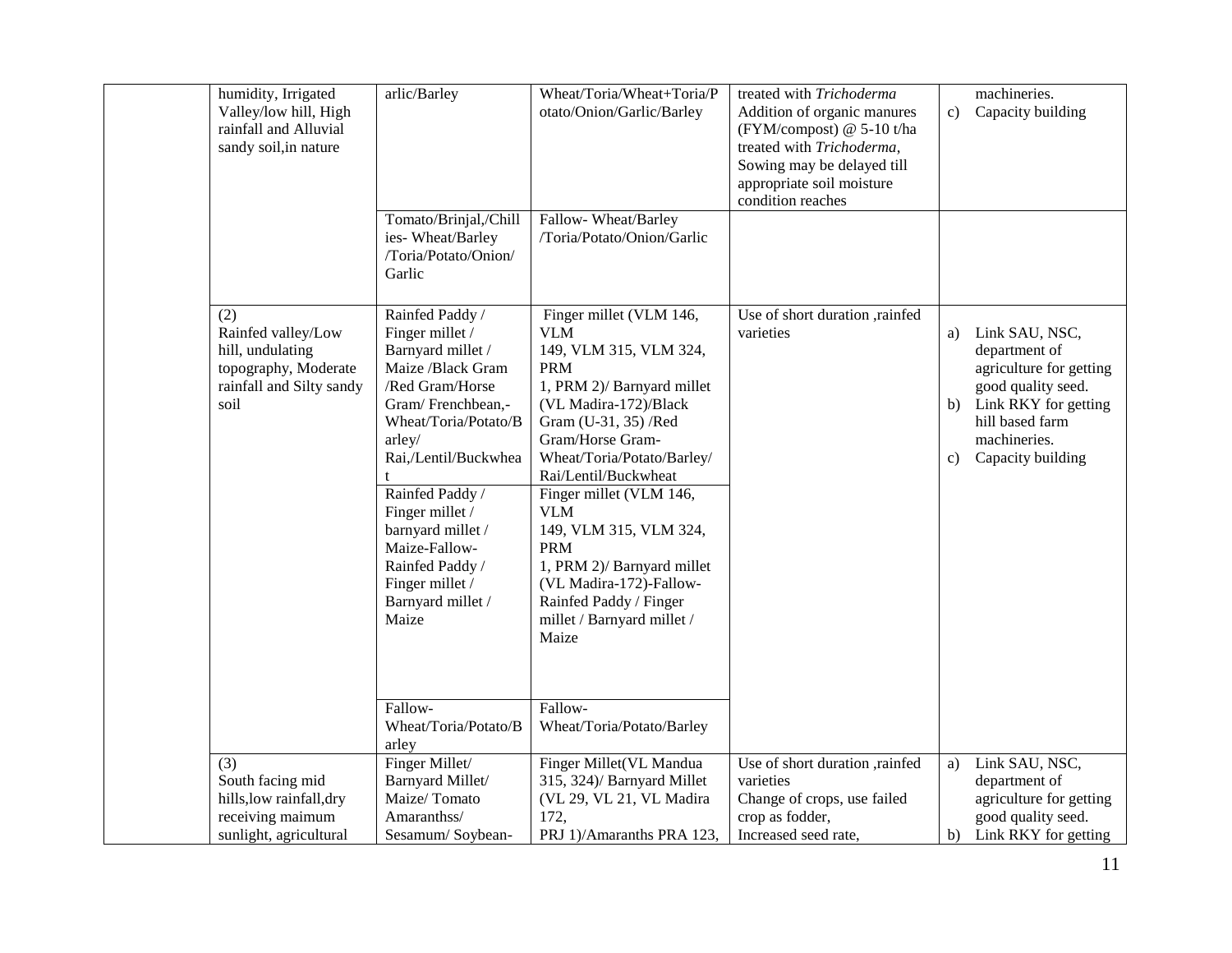| | | | | | |
|---|---|---|---|---|---|
| | humidity, Irrigated Valley/low hill, High rainfall and Alluvial sandy soil,in nature | arlic/Barley | Wheat/Toria/Wheat+Toria/Potato/Onion/Garlic/Barley | treated with *Trichoderma* Addition of organic manures (FYM/compost) @ 5-10 t/ha treated with *Trichoderma*, Sowing may be delayed till appropriate soil moisture condition reaches | machineries. c) Capacity building |
| | | Tomato/Brinjal,/Chillies- Wheat/Barley /Toria/Potato/Onion/ Garlic | Fallow- Wheat/Barley /Toria/Potato/Onion/Garlic | | |
| | (2) Rainfed valley/Low hill, undulating topography, Moderate rainfall and Silty sandy soil | Rainfed Paddy / Finger millet / Barnyard millet / Maize /Black Gram /Red Gram/Horse Gram/ Frenchbean,- Wheat/Toria/Potato/Barley/ Rai,/Lentil/Buckwheat | Finger millet (VLM 146, VLM 149, VLM 315, VLM 324, PRM 1, PRM 2)/ Barnyard millet (VL Madira-172)/Black Gram (U-31, 35) /Red Gram/Horse Gram- Wheat/Toria/Potato/Barley/ Rai/Lentil/Buckwheat | Use of short duration ,rainfed varieties | a) Link SAU, NSC, department of agriculture for getting good quality seed. b) Link RKY for getting hill based farm machineries. c) Capacity building |
| | | Rainfed Paddy / Finger millet / barnyard millet / Maize-Fallow- Rainfed Paddy / Finger millet / Barnyard millet / Maize | Finger millet (VLM 146, VLM 149, VLM 315, VLM 324, PRM 1, PRM 2)/ Barnyard millet (VL Madira-172)-Fallow- Rainfed Paddy / Finger millet / Barnyard millet / Maize | | |
| | | Fallow- Wheat/Toria/Potato/Barley | Fallow- Wheat/Toria/Potato/Barley | | |
| | (3) South facing mid hills,low rainfall,dry receiving maimum sunlight, agricultural | Finger Millet/ Barnyard Millet/ Maize/ Tomato Amaranthss/ Sesamum/ Soybean- | Finger Millet(VL Mandua 315, 324)/ Barnyard Millet (VL 29, VL 21, VL Madira 172, PRJ 1)/Amaranths PRA 123, | Use of short duration ,rainfed varieties Change of crops, use failed crop as fodder, Increased seed rate, | a) Link SAU, NSC, department of agriculture for getting good quality seed. b) Link RKY for getting |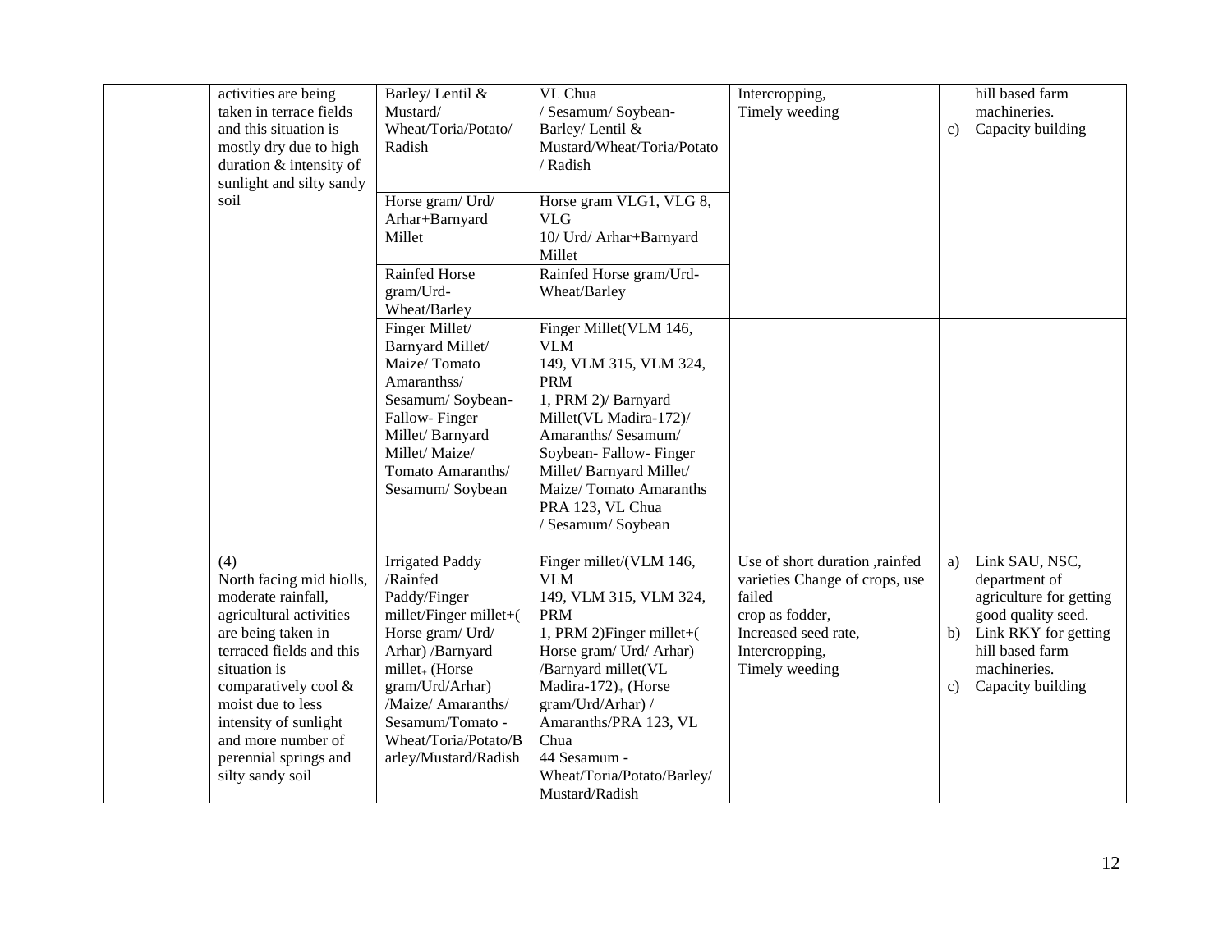| | | | | | |
|---|---|---|---|---|---|
| | activities are being taken in terrace fields and this situation is mostly dry due to high duration & intensity of sunlight and silty sandy soil | Barley/ Lentil & Mustard/ Wheat/Toria/Potato/ Radish | VL Chua / Sesamum/ Soybean-Barley/ Lentil & Mustard/Wheat/Toria/Potato / Radish | Intercropping, Timely weeding | hill based farm machineries.<br>c) Capacity building |
| | | Horse gram/ Urd/ Arhar+Barnyard Millet | Horse gram VLG1, VLG 8, VLG 10/ Urd/ Arhar+Barnyard Millet | | |
| | | Rainfed Horse gram/Urd-Wheat/Barley | Rainfed Horse gram/Urd-Wheat/Barley | | |
| | | Finger Millet/ Barnyard Millet/ Maize/ Tomato Amaranthss/ Sesamum/ Soybean-Fallow- Finger Millet/ Barnyard Millet/ Maize/ Tomato Amaranths/ Sesamum/ Soybean | Finger Millet(VLM 146, VLM 149, VLM 315, VLM 324, PRM 1, PRM 2)/ Barnyard Millet(VL Madira-172)/ Amaranths/ Sesamum/ Soybean- Fallow- Finger Millet/ Barnyard Millet/ Maize/ Tomato Amaranths PRA 123, VL Chua / Sesamum/ Soybean | | |
| | (4)<br>North facing mid hiolls, moderate rainfall, agricultural activities are being taken in terraced fields and this situation is comparatively cool & moist due to less intensity of sunlight and more number of perennial springs and silty sandy soil | Irrigated Paddy /Rainfed Paddy/Finger millet/Finger millet+( Horse gram/ Urd/ Arhar) /Barnyard millet+ (Horse gram/Urd/Arhar) /Maize/ Amaranths/ Sesamum/Tomato - Wheat/Toria/Potato/Barley/Mustard/Radish | Finger millet/(VLM 146, VLM 149, VLM 315, VLM 324, PRM 1, PRM 2)Finger millet+( Horse gram/ Urd/ Arhar) /Barnyard millet(VL Madira-172)+ (Horse gram/Urd/Arhar) / Amaranths/PRA 123, VL Chua 44 Sesamum - Wheat/Toria/Potato/Barley/ Mustard/Radish | Use of short duration ,rainfed varieties Change of crops, use failed crop as fodder, Increased seed rate, Intercropping, Timely weeding | a) Link SAU, NSC, department of agriculture for getting good quality seed.<br>b) Link RKY for getting hill based farm machineries.<br>c) Capacity building |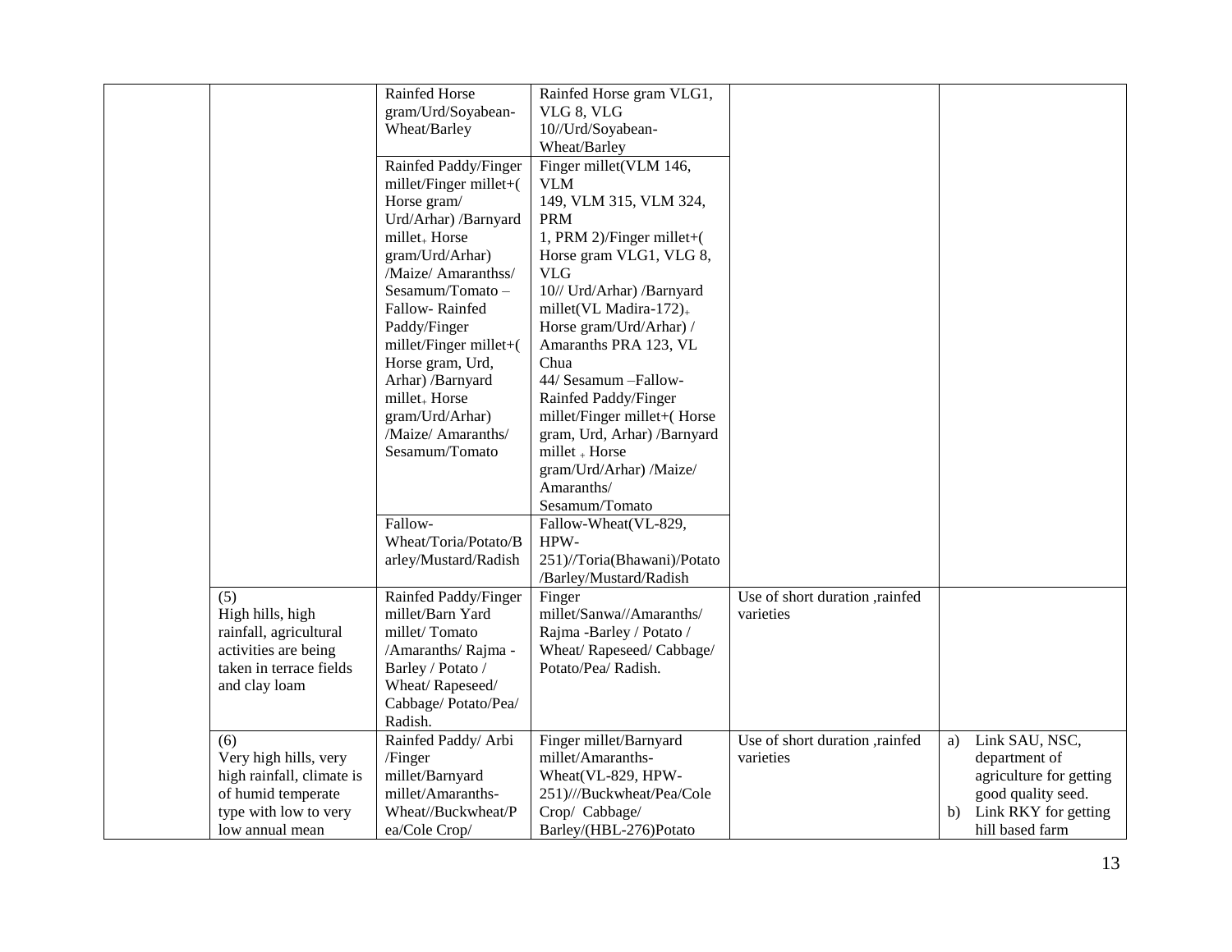| | | | | | |
|---|---|---|---|---|---|
| | | Rainfed Horse gram/Urd/Soyabean-Wheat/Barley | Rainfed Horse gram VLG1, VLG 8, VLG 10//Urd/Soyabean-Wheat/Barley | | |
| | | Rainfed Paddy/Finger millet/Finger millet+( Horse gram/ Urd/Arhar) /Barnyard millet+ Horse gram/Urd/Arhar) /Maize/ Amaranthss/ Sesamum/Tomato – Fallow- Rainfed Paddy/Finger millet/Finger millet+( Horse gram, Urd, Arhar) /Barnyard millet+ Horse gram/Urd/Arhar) /Maize/ Amaranths/ Sesamum/Tomato | Finger millet(VLM 146, VLM 149, VLM 315, VLM 324, PRM 1, PRM 2)/Finger millet+( Horse gram VLG1, VLG 8, VLG 10// Urd/Arhar) /Barnyard millet(VL Madira-172)+ Horse gram/Urd/Arhar) / Amaranths PRA 123, VL Chua 44/ Sesamum –Fallow- Rainfed Paddy/Finger millet/Finger millet+( Horse gram, Urd, Arhar) /Barnyard millet + Horse gram/Urd/Arhar) /Maize/ Amaranths/ Sesamum/Tomato | | |
| | | Fallow-Wheat/Toria/Potato/Barley/Mustard/Radish | Fallow-Wheat(VL-829, HPW-251)//Toria(Bhawani)/Potato /Barley/Mustard/Radish | | |
| | (5) High hills, high rainfall, agricultural activities are being taken in terrace fields and clay loam | Rainfed Paddy/Finger millet/Barn Yard millet/ Tomato /Amaranths/ Rajma -Barley / Potato / Wheat/ Rapeseed/ Cabbage/ Potato/Pea/ Radish. | Finger millet/Sanwa//Amaranths/ Rajma -Barley / Potato / Wheat/ Rapeseed/ Cabbage/ Potato/Pea/ Radish. | Use of short duration ,rainfed varieties | |
| | (6) Very high hills, very high rainfall, climate is of humid temperate type with low to very low annual mean | Rainfed Paddy/ Arbi /Finger millet/Barnyard millet/Amaranths-Wheat//Buckwheat/Pea/Cole Crop/ | Finger millet/Barnyard millet/Amaranths-Wheat(VL-829, HPW-251)///Buckwheat/Pea/Cole Crop/ Cabbage/ Barley/(HBL-276)Potato | Use of short duration ,rainfed varieties | a) Link SAU, NSC, department of agriculture for getting good quality seed. b) Link RKY for getting hill based farm |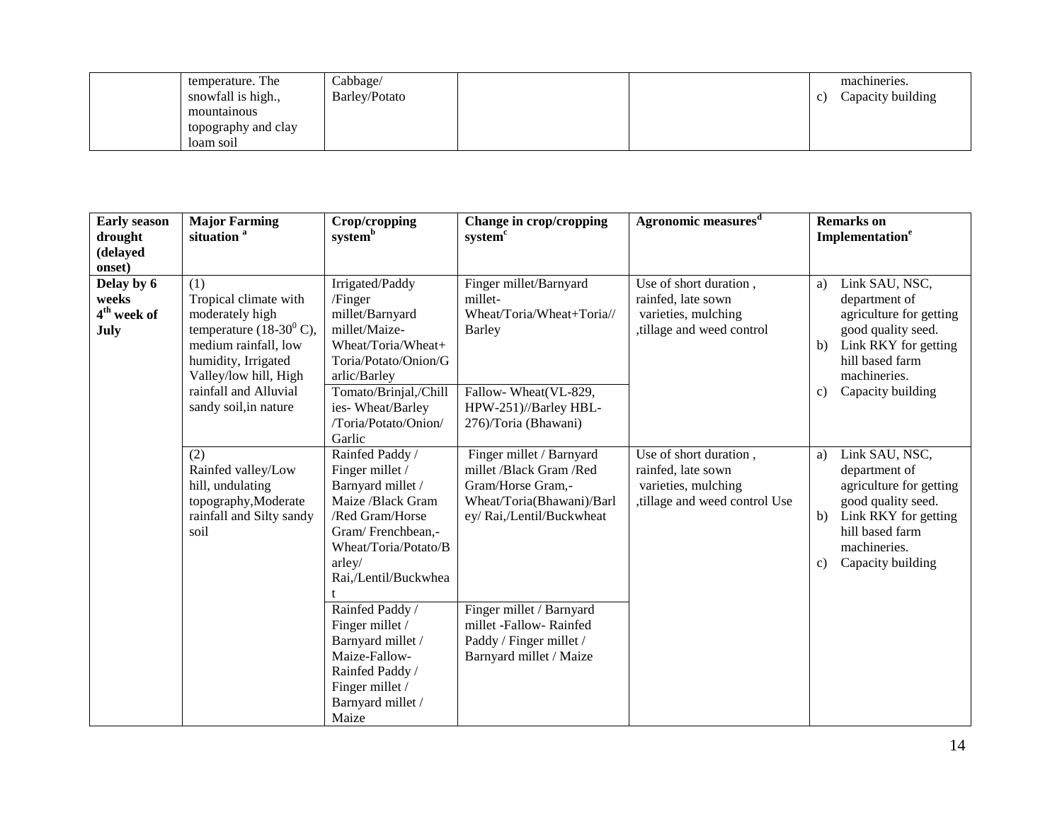| | temperature. The snowfall is high., mountainous topography and clay loam soil | Cabbage/ Barley/Potato | | | machineries. c) Capacity building |
|---|---|---|---|---|---|

| Early season drought (delayed onset) | Major Farming situation [a] | Crop/cropping system[b] | Change in crop/cropping system[c] | Agronomic measures[d] | Remarks on Implementation[e] |
|---|---|---|---|---|---|
| **Delay by 6 weeks 4th week of July** | (1) Tropical climate with moderately high temperature (18-30$^0$ C), medium rainfall, low humidity, Irrigated Valley/low hill, High rainfall and Alluvial sandy soil,in nature | Irrigated/Paddy /Finger millet/Barnyard millet/Maize-Wheat/Toria/Wheat+ Toria/Potato/Onion/Garlic/Barley | Finger millet/Barnyard millet-Wheat/Toria/Wheat+Toria// Barley | Use of short duration , rainfed, late sown varieties, mulching ,tillage and weed control | a) Link SAU, NSC, department of agriculture for getting good quality seed. b) Link RKY for getting hill based farm machineries. c) Capacity building |
| | | Tomato/Brinjal,/Chillies- Wheat/Barley /Toria/Potato/Onion/ Garlic | Fallow- Wheat(VL-829, HPW-251)//Barley HBL-276)/Toria (Bhawani) | | |
| | (2) Rainfed valley/Low hill, undulating topography,Moderate rainfall and Silty sandy soil | Rainfed Paddy / Finger millet / Barnyard millet / Maize /Black Gram /Red Gram/Horse Gram/ Frenchbean,-Wheat/Toria/Potato/Barley/ Rai,/Lentil/Buckwheat | Finger millet / Barnyard millet /Black Gram /Red Gram/Horse Gram,-Wheat/Toria(Bhawani)/Barley/ Rai,/Lentil/Buckwheat | Use of short duration , rainfed, late sown varieties, mulching ,tillage and weed control Use | a) Link SAU, NSC, department of agriculture for getting good quality seed. b) Link RKY for getting hill based farm machineries. c) Capacity building |
| | | Rainfed Paddy / Finger millet / Barnyard millet / Maize-Fallow-Rainfed Paddy / Finger millet / Barnyard millet / Maize | Finger millet / Barnyard millet -Fallow- Rainfed Paddy / Finger millet / Barnyard millet / Maize | | |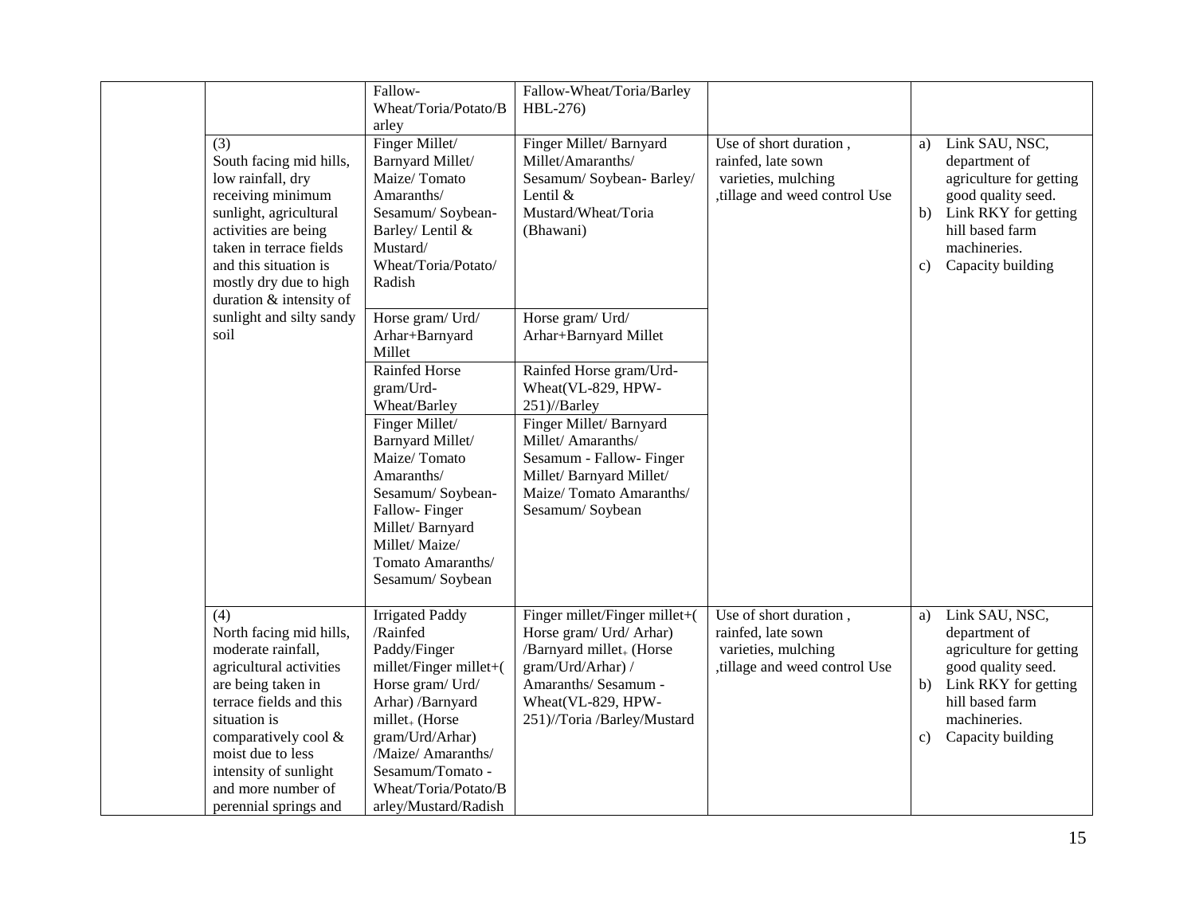| | | | | | |
|---|---|---|---|---|---|
| | | Fallow-Wheat/Toria/Potato/Barley | Fallow-Wheat/Toria/Barley HBL-276) | | |
| | (3) South facing mid hills, low rainfall, dry receiving minimum sunlight, agricultural activities are being taken in terrace fields and this situation is mostly dry due to high duration & intensity of sunlight and silty sandy soil | Finger Millet/ Barnyard Millet/ Maize/ Tomato Amaranths/ Sesamum/ Soybean-Barley/ Lentil & Mustard/ Wheat/Toria/Potato/ Radish | Finger Millet/ Barnyard Millet/Amaranths/ Sesamum/ Soybean- Barley/ Lentil & Mustard/Wheat/Toria (Bhawani) | Use of short duration , rainfed, late sown varieties, mulching ,tillage and weed control Use | a) Link SAU, NSC, department of agriculture for getting good quality seed.<br>b) Link RKY for getting hill based farm machineries.<br>c) Capacity building |
| | | Horse gram/ Urd/ Arhar+Barnyard Millet | Horse gram/ Urd/ Arhar+Barnyard Millet | | |
| | | Rainfed Horse gram/Urd-Wheat/Barley | Rainfed Horse gram/Urd-Wheat(VL-829, HPW-251)//Barley | | |
| | | Finger Millet/ Barnyard Millet/ Maize/ Tomato Amaranths/ Sesamum/ Soybean-Fallow- Finger Millet/ Barnyard Millet/ Maize/ Tomato Amaranths/ Sesamum/ Soybean | Finger Millet/ Barnyard Millet/ Amaranths/ Sesamum - Fallow- Finger Millet/ Barnyard Millet/ Maize/ Tomato Amaranths/ Sesamum/ Soybean | | |
| | (4) North facing mid hills, moderate rainfall, agricultural activities are being taken in terrace fields and this situation is comparatively cool & moist due to less intensity of sunlight and more number of perennial springs and | Irrigated Paddy /Rainfed Paddy/Finger millet/Finger millet+( Horse gram/ Urd/ Arhar) /Barnyard millet+ (Horse gram/Urd/Arhar) /Maize/ Amaranths/ Sesamum/Tomato - Wheat/Toria/Potato/Barley/Mustard/Radish | Finger millet/Finger millet+( Horse gram/ Urd/ Arhar) /Barnyard millet+ (Horse gram/Urd/Arhar) / Amaranths/ Sesamum - Wheat(VL-829, HPW-251)//Toria /Barley/Mustard | Use of short duration , rainfed, late sown varieties, mulching ,tillage and weed control Use | a) Link SAU, NSC, department of agriculture for getting good quality seed.<br>b) Link RKY for getting hill based farm machineries.<br>c) Capacity building |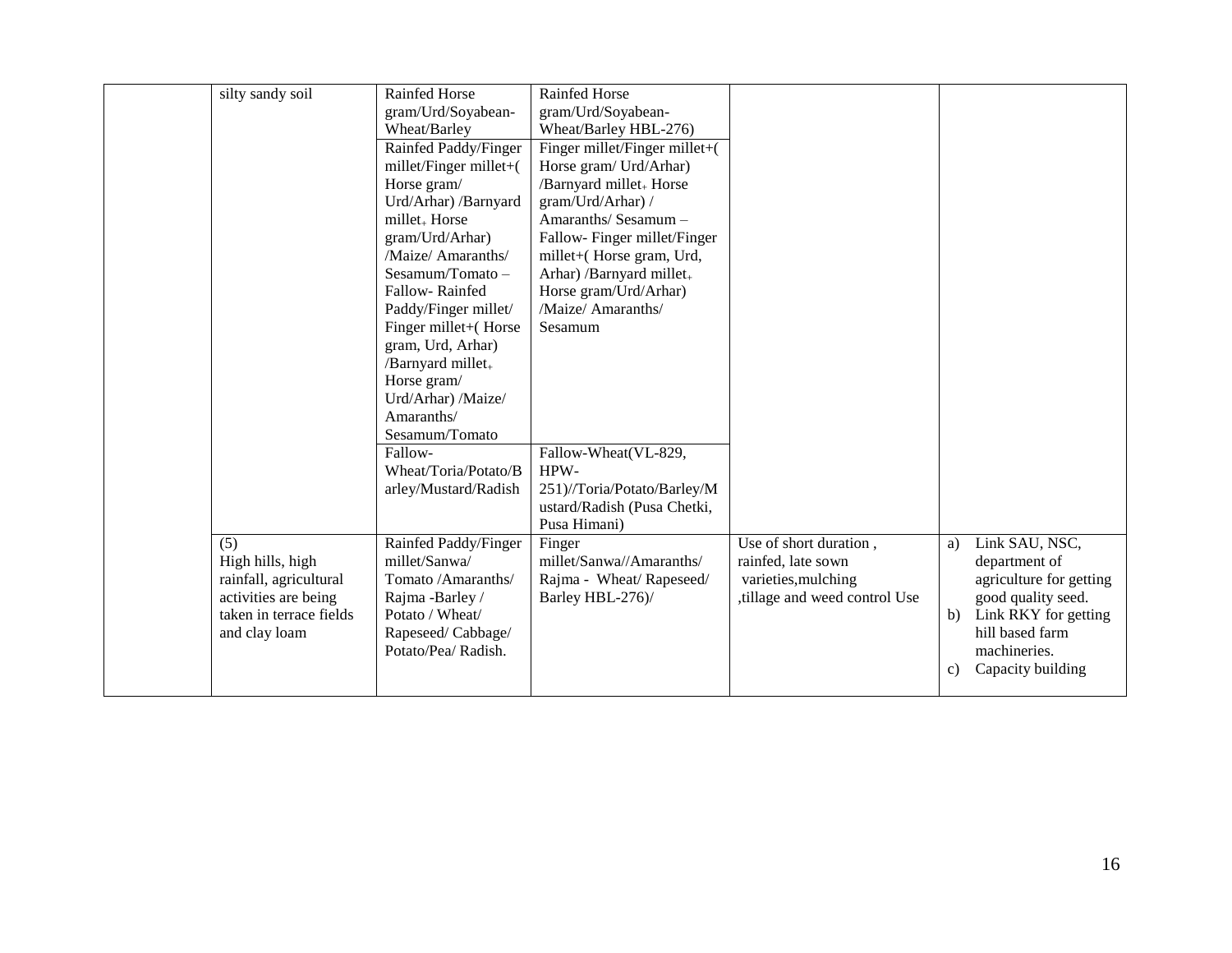| | | | | | |
|---|---|---|---|---|---|
| | silty sandy soil | Rainfed Horse gram/Urd/Soyabean-Wheat/Barley | Rainfed Horse gram/Urd/Soyabean-Wheat/Barley HBL-276) | | |
| | | Rainfed Paddy/Finger millet/Finger millet+( Horse gram/ Urd/Arhar) /Barnyard millet+ Horse gram/Urd/Arhar) /Maize/ Amaranths/ Sesamum/Tomato – Fallow- Rainfed Paddy/Finger millet/ Finger millet+( Horse gram, Urd, Arhar) /Barnyard millet+ Horse gram/ Urd/Arhar) /Maize/ Amaranths/ Sesamum/Tomato | Finger millet/Finger millet+( Horse gram/ Urd/Arhar) /Barnyard millet+ Horse gram/Urd/Arhar) / Amaranths/ Sesamum – Fallow- Finger millet/Finger millet+( Horse gram, Urd, Arhar) /Barnyard millet+ Horse gram/Urd/Arhar) /Maize/ Amaranths/ Sesamum | | |
| | | Fallow-Wheat/Toria/Potato/Barley/Mustard/Radish | Fallow-Wheat(VL-829, HPW-251)//Toria/Potato/Barley/Mustard/Radish (Pusa Chetki, Pusa Himani) | | |
| | (5) High hills, high rainfall, agricultural activities are being taken in terrace fields and clay loam | Rainfed Paddy/Finger millet/Sanwa/ Tomato /Amaranths/ Rajma -Barley / Potato / Wheat/ Rapeseed/ Cabbage/ Potato/Pea/ Radish. | Finger millet/Sanwa//Amaranths/ Rajma - Wheat/ Rapeseed/ Barley HBL-276)/ | Use of short duration , rainfed, late sown varieties,mulching ,tillage and weed control Use | a) Link SAU, NSC, department of agriculture for getting good quality seed. b) Link RKY for getting hill based farm machineries. c) Capacity building |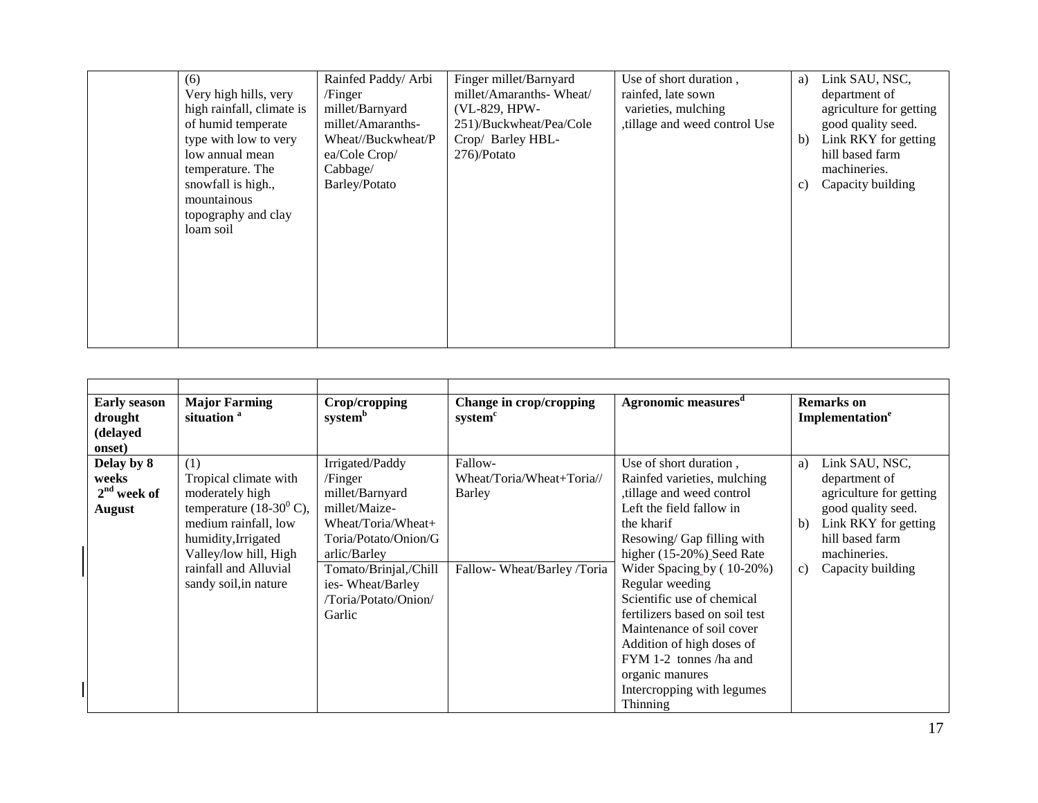|  | (6)<br>Very high hills, very high rainfall, climate is of humid temperate type with low to very low annual mean temperature. The snowfall is high., mountainous topography and clay loam soil | Rainfed Paddy/ Arbi /Finger millet/Barnyard millet/Amaranths-Wheat//Buckwheat/Pea/Cole Crop/ Cabbage/ Barley/Potato | Finger millet/Barnyard millet/Amaranths- Wheat/ (VL-829, HPW-251)/Buckwheat/Pea/Cole Crop/ Barley HBL-276)/Potato | Use of short duration , rainfed, late sown varieties, mulching ,tillage and weed control Use | a) Link SAU, NSC, department of agriculture for getting good quality seed.<br>b) Link RKY for getting hill based farm machineries.<br>c) Capacity building |
|---|---|---|---|---|---|

|  |  |  |  |  |  |
|---|---|---|---|---|---|
| **Early season drought (delayed onset)** | **Major Farming situation** [a] | **Crop/cropping system**[b] | **Change in crop/cropping system**[c] | **Agronomic measures**[d] | **Remarks on Implementation**[e] |
| **Delay by 8 weeks 2[nd] week of August** | (1)<br>Tropical climate with moderately high temperature (18-30$^0$ C), medium rainfall, low humidity,Irrigated Valley/low hill, High rainfall and Alluvial sandy soil,in nature | Irrigated/Paddy /Finger millet/Barnyard millet/Maize-Wheat/Toria/Wheat+ Toria/Potato/Onion/Garlic/Barley | Fallow-Wheat/Toria/Wheat+Toria// Barley | Use of short duration , Rainfed varieties, mulching ,tillage and weed control<br>Left the field fallow in the kharif<br>Resowing/ Gap filling with higher (15-20%) Seed Rate<br>Wider Spacing by ( 10-20%)<br>Regular weeding<br>Scientific use of chemical fertilizers based on soil test<br>Maintenance of soil cover<br>Addition of high doses of FYM 1-2 tonnes /ha and organic manures<br>Intercropping with legumes<br>Thinning | a) Link SAU, NSC, department of agriculture for getting good quality seed.<br>b) Link RKY for getting hill based farm machineries.<br>c) Capacity building |
|  |  | Tomato/Brinjal,/Chillies- Wheat/Barley /Toria/Potato/Onion/ Garlic | Fallow- Wheat/Barley /Toria |  |  |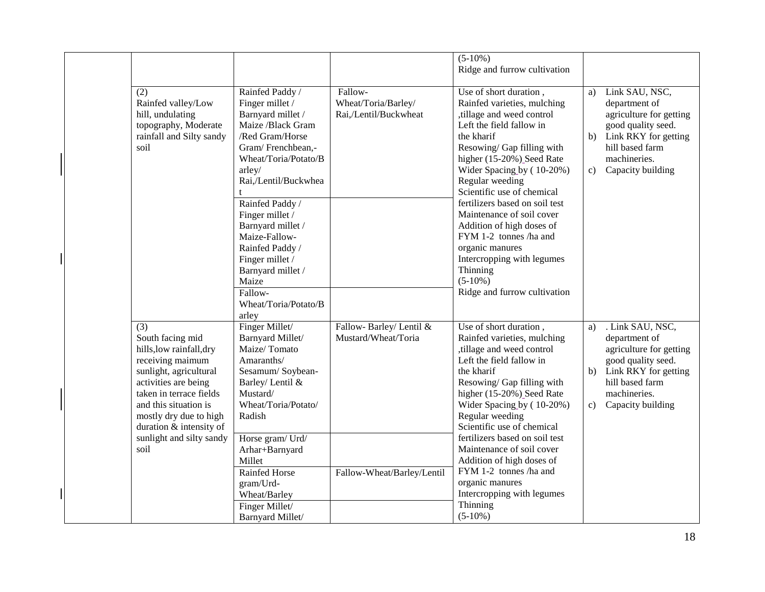| | | | | | |
|---|---|---|---|---|---|
| | | | | (5-10%)<br>Ridge and furrow cultivation | |
| | (2)<br>Rainfed valley/Low hill, undulating topography, Moderate rainfall and Silty sandy soil | Rainfed Paddy / Finger millet / Barnyard millet / Maize /Black Gram /Red Gram/Horse Gram/ Frenchbean,-Wheat/Toria/Potato/Barley/ Rai,/Lentil/Buckwheat | Fallow-Wheat/Toria/Barley/ Rai,/Lentil/Buckwheat | Use of short duration , Rainfed varieties, mulching ,tillage and weed control<br>Left the field fallow in the kharif<br>Resowing/ Gap filling with higher (15-20%) Seed Rate<br>Wider Spacing by ( 10-20%)<br>Regular weeding<br>Scientific use of chemical fertilizers based on soil test<br>Maintenance of soil cover<br>Addition of high doses of FYM 1-2 tonnes /ha and organic manures<br>Intercropping with legumes<br>Thinning<br>(5-10%)<br>Ridge and furrow cultivation | a) Link SAU, NSC, department of agriculture for getting good quality seed.<br>b) Link RKY for getting hill based farm machineries.<br>c) Capacity building |
| | | Rainfed Paddy / Finger millet / Barnyard millet / Maize-Fallow-Rainfed Paddy / Finger millet / Barnyard millet / Maize | | | |
| | | Fallow-Wheat/Toria/Potato/Barley | | | |
| | (3)<br>South facing mid hills,low rainfall,dry receiving maimum sunlight, agricultural activities are being taken in terrace fields and this situation is mostly dry due to high duration & intensity of sunlight and silty sandy soil | Finger Millet/ Barnyard Millet/ Maize/ Tomato Amaranths/ Sesamum/ Soybean-Barley/ Lentil & Mustard/ Wheat/Toria/Potato/ Radish | Fallow- Barley/ Lentil & Mustard/Wheat/Toria | Use of short duration , Rainfed varieties, mulching ,tillage and weed control<br>Left the field fallow in the kharif<br>Resowing/ Gap filling with higher (15-20%) Seed Rate<br>Wider Spacing by ( 10-20%)<br>Regular weeding<br>Scientific use of chemical fertilizers based on soil test<br>Maintenance of soil cover<br>Addition of high doses of FYM 1-2 tonnes /ha and organic manures<br>Intercropping with legumes<br>Thinning<br>(5-10%) | a) . Link SAU, NSC, department of agriculture for getting good quality seed.<br>b) Link RKY for getting hill based farm machineries.<br>c) Capacity building |
| | | Horse gram/ Urd/ Arhar+Barnyard Millet | | | |
| | | Rainfed Horse gram/Urd-Wheat/Barley | Fallow-Wheat/Barley/Lentil | | |
| | | Finger Millet/ Barnyard Millet/ | | | |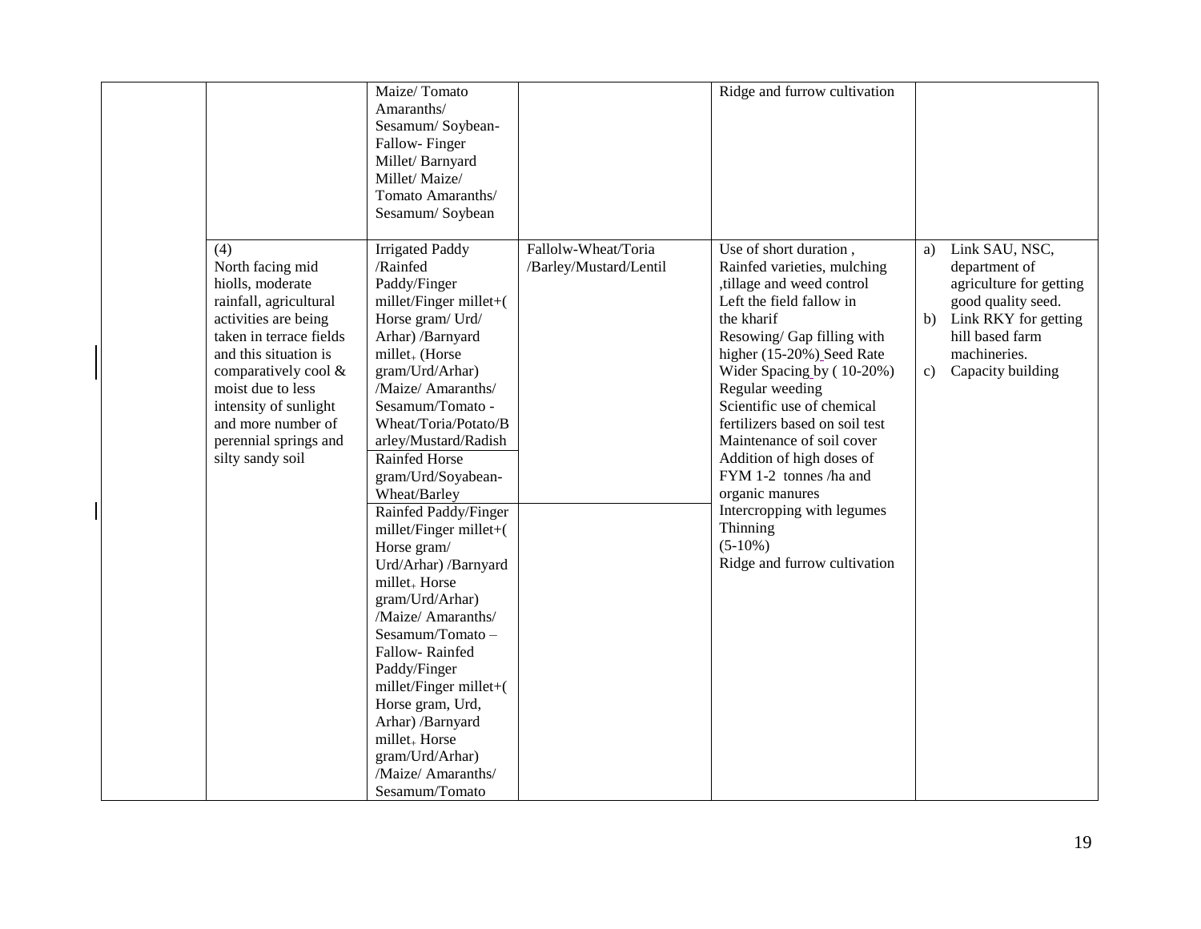|  |  |  |  |  |  |
|---|---|---|---|---|---|
|  |  | Maize/ Tomato Amaranths/ Sesamum/ Soybean- Fallow- Finger Millet/ Barnyard Millet/ Maize/ Tomato Amaranths/ Sesamum/ Soybean |  | Ridge and furrow cultivation |  |
|  | (4) North facing mid hiolls, moderate rainfall, agricultural activities are being taken in terrace fields and this situation is comparatively cool & moist due to less intensity of sunlight and more number of perennial springs and silty sandy soil | Irrigated Paddy /Rainfed Paddy/Finger millet/Finger millet+( Horse gram/ Urd/ Arhar) /Barnyard millet+ (Horse gram/Urd/Arhar) /Maize/ Amaranths/ Sesamum/Tomato - Wheat/Toria/Potato/Barley/Mustard/Radish | Fallolw-Wheat/Toria /Barley/Mustard/Lentil | Use of short duration , Rainfed varieties, mulching ,tillage and weed control Left the field fallow in the kharif Resowing/ Gap filling with higher (15-20%) Seed Rate Wider Spacing by ( 10-20%) Regular weeding Scientific use of chemical fertilizers based on soil test Maintenance of soil cover Addition of high doses of FYM 1-2 tonnes /ha and organic manures Intercropping with legumes Thinning (5-10%) Ridge and furrow cultivation | a) Link SAU, NSC, department of agriculture for getting good quality seed. b) Link RKY for getting hill based farm machineries. c) Capacity building |
|  |  | Rainfed Horse gram/Urd/Soyabean- Wheat/Barley |  |  |  |
|  |  | Rainfed Paddy/Finger millet/Finger millet+( Horse gram/ Urd/Arhar) /Barnyard millet+ Horse gram/Urd/Arhar) /Maize/ Amaranths/ Sesamum/Tomato – Fallow- Rainfed Paddy/Finger millet/Finger millet+( Horse gram, Urd, Arhar) /Barnyard millet+ Horse gram/Urd/Arhar) /Maize/ Amaranths/ Sesamum/Tomato |  |  |  |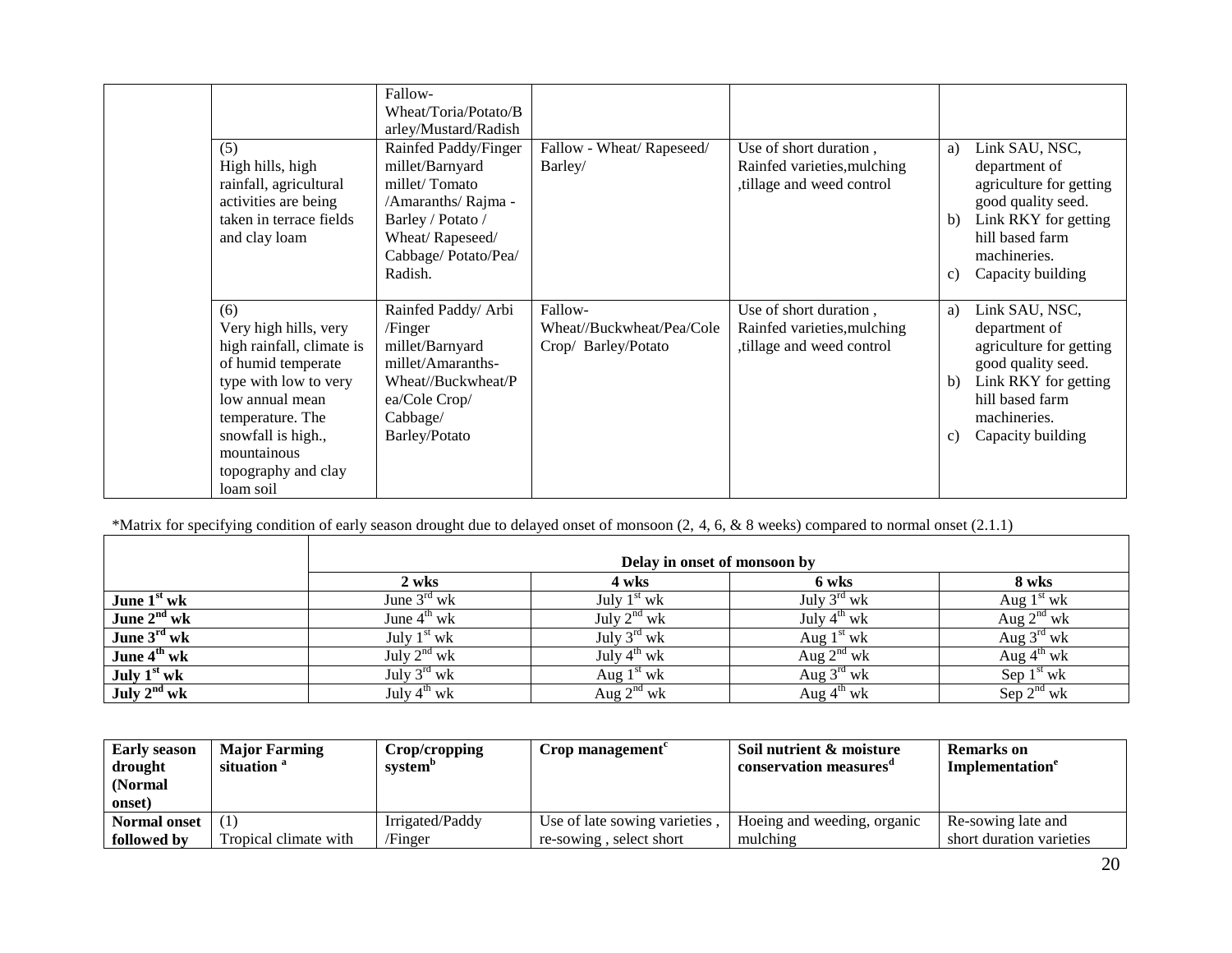| | | Fallow-Wheat/Toria/Potato/Barley/Mustard/Radish | | | |
|---|---|---|---|---|---|
| | (5) High hills, high rainfall, agricultural activities are being taken in terrace fields and clay loam | Rainfed Paddy/Finger millet/Barnyard millet/ Tomato /Amaranths/ Rajma - Barley / Potato / Wheat/ Rapeseed/ Cabbage/ Potato/Pea/ Radish. | Fallow - Wheat/ Rapeseed/ Barley/ | Use of short duration , Rainfed varieties,mulching ,tillage and weed control | a) Link SAU, NSC, department of agriculture for getting good quality seed. b) Link RKY for getting hill based farm machineries. c) Capacity building |
| | (6) Very high hills, very high rainfall, climate is of humid temperate type with low to very low annual mean temperature. The snowfall is high., mountainous topography and clay loam soil | Rainfed Paddy/ Arbi /Finger millet/Barnyard millet/Amaranths-Wheat//Buckwheat/Pea/Cole Crop/ Cabbage/ Barley/Potato | Fallow-Wheat//Buckwheat/Pea/Cole Crop/ Barley/Potato | Use of short duration , Rainfed varieties,mulching ,tillage and weed control | a) Link SAU, NSC, department of agriculture for getting good quality seed. b) Link RKY for getting hill based farm machineries. c) Capacity building |

*Matrix for specifying condition of early season drought due to delayed onset of monsoon (2, 4, 6, & 8 weeks) compared to normal onset (2.1.1)

| | Delay in onset of monsoon by | | | |
|---|---|---|---|---|
| | 2 wks | 4 wks | 6 wks | 8 wks |
| **June 1st wk** | June 3rd wk | July 1st wk | July 3rd wk | Aug 1st wk |
| **June 2nd wk** | June 4th wk | July 2nd wk | July 4th wk | Aug 2nd wk |
| **June 3rd wk** | July 1st wk | July 3rd wk | Aug 1st wk | Aug 3rd wk |
| **June 4th wk** | July 2nd wk | July 4th wk | Aug 2nd wk | Aug 4th wk |
| **July 1st wk** | July 3rd wk | Aug 1st wk | Aug 3rd wk | Sep 1st wk |
| **July 2nd wk** | July 4th wk | Aug 2nd wk | Aug 4th wk | Sep 2nd wk |

| **Early season drought (Normal onset)** | **Major Farming situation [a]** | **Crop/cropping system[b]** | **Crop management[c]** | **Soil nutrient & moisture conservation measures[d]** | **Remarks on Implementation[e]** |
|---|---|---|---|---|---|
| **Normal onset followed by** | (1) Tropical climate with | Irrigated/Paddy /Finger | Use of late sowing varieties , re-sowing , select short | Hoeing and weeding, organic mulching | Re-sowing late and short duration varieties |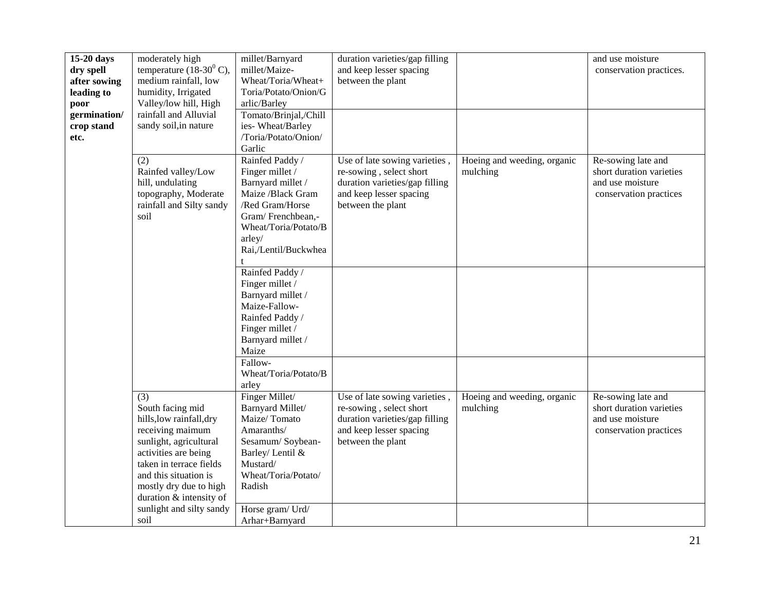| 15-20 days dry spell after sowing leading to poor germination/ crop stand etc. | moderately high temperature (18-30$^0$ C), medium rainfall, low humidity, Irrigated Valley/low hill, High rainfall and Alluvial sandy soil,in nature | millet/Barnyard millet/Maize-Wheat/Toria/Wheat+ Toria/Potato/Onion/Garlic/Barley | duration varieties/gap filling and keep lesser spacing between the plant | | and use moisture conservation practices. |
|---|---|---|---|---|---|
| | | Tomato/Brinjal,/Chillies- Wheat/Barley /Toria/Potato/Onion/ Garlic | | | |
| | (2) Rainfed valley/Low hill, undulating topography, Moderate rainfall and Silty sandy soil | Rainfed Paddy / Finger millet / Barnyard millet / Maize /Black Gram /Red Gram/Horse Gram/ Frenchbean,-Wheat/Toria/Potato/Barley/ Rai,/Lentil/Buckwheat | Use of late sowing varieties , re-sowing , select short duration varieties/gap filling and keep lesser spacing between the plant | Hoeing and weeding, organic mulching | Re-sowing late and short duration varieties and use moisture conservation practices |
| | | Rainfed Paddy / Finger millet / Barnyard millet / Maize-Fallow-Rainfed Paddy / Finger millet / Barnyard millet / Maize | | | |
| | | Fallow-Wheat/Toria/Potato/Barley | | | |
| | (3) South facing mid hills,low rainfall,dry receiving maimum sunlight, agricultural activities are being taken in terrace fields and this situation is mostly dry due to high duration & intensity of sunlight and silty sandy soil | Finger Millet/ Barnyard Millet/ Maize/ Tomato Amaranths/ Sesamum/ Soybean-Barley/ Lentil & Mustard/ Wheat/Toria/Potato/ Radish | Use of late sowing varieties , re-sowing , select short duration varieties/gap filling and keep lesser spacing between the plant | Hoeing and weeding, organic mulching | Re-sowing late and short duration varieties and use moisture conservation practices |
| | | Horse gram/ Urd/ Arhar+Barnyard | | | |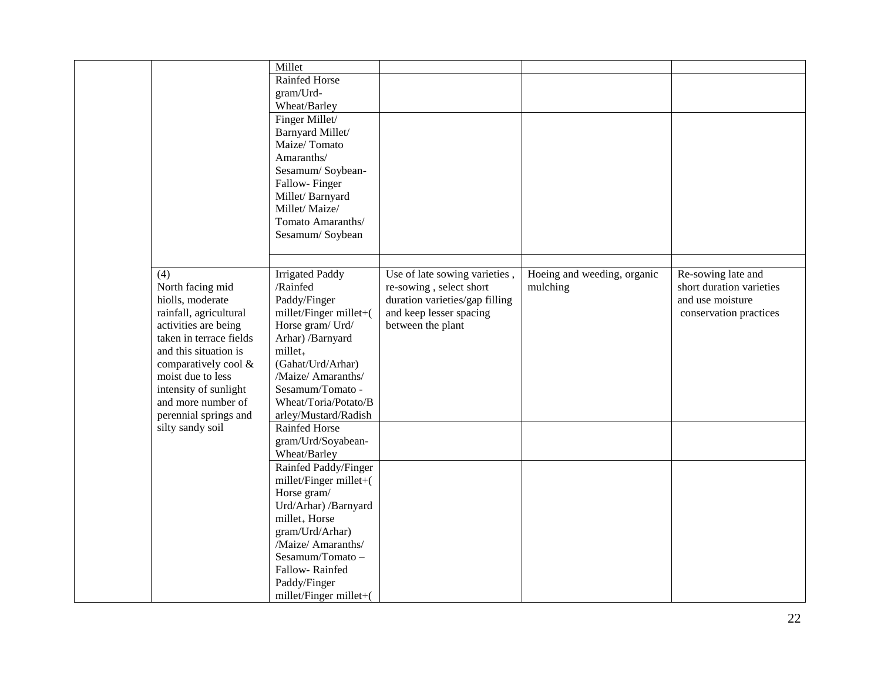| | | | | | |
|---|---|---|---|---|---|
| | | Millet | | | |
| | | Rainfed Horse gram/Urd-Wheat/Barley | | | |
| | | Finger Millet/ Barnyard Millet/ Maize/ Tomato Amaranths/ Sesamum/ Soybean-Fallow- Finger Millet/ Barnyard Millet/ Maize/ Tomato Amaranths/ Sesamum/ Soybean | | | |
| | | | | | |
| | (4) North facing mid hiolls, moderate rainfall, agricultural activities are being taken in terrace fields and this situation is comparatively cool & moist due to less intensity of sunlight and more number of perennial springs and silty sandy soil | Irrigated Paddy /Rainfed Paddy/Finger millet/Finger millet+( Horse gram/ Urd/ Arhar) /Barnyard millet+ (Gahat/Urd/Arhar) /Maize/ Amaranths/ Sesamum/Tomato - Wheat/Toria/Potato/Barley/Mustard/Radish | Use of late sowing varieties , re-sowing , select short duration varieties/gap filling and keep lesser spacing between the plant | Hoeing and weeding, organic mulching | Re-sowing late and short duration varieties and use moisture conservation practices |
| | | Rainfed Horse gram/Urd/Soyabean-Wheat/Barley | | | |
| | | Rainfed Paddy/Finger millet/Finger millet+( Horse gram/ Urd/Arhar) /Barnyard millet+ Horse gram/Urd/Arhar) /Maize/ Amaranths/ Sesamum/Tomato – Fallow- Rainfed Paddy/Finger millet/Finger millet+( | | | |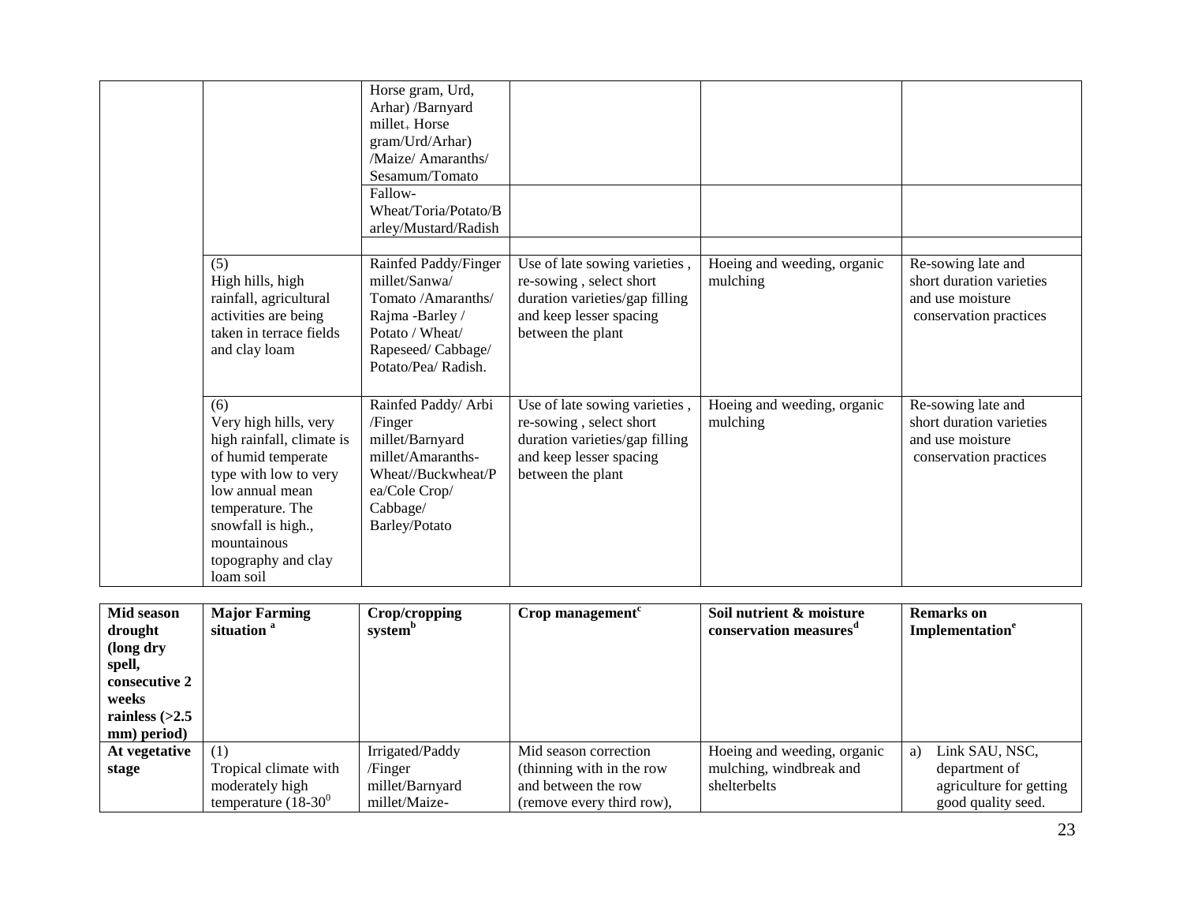| | | | | | |
|---|---|---|---|---|---|
| | | Horse gram, Urd, Arhar) /Barnyard millet+ Horse gram/Urd/Arhar) /Maize/ Amaranths/ Sesamum/Tomato | | | |
| | | Fallow-Wheat/Toria/Potato/Barley/Mustard/Radish | | | |
| | | | | | |
| | (5) High hills, high rainfall, agricultural activities are being taken in terrace fields and clay loam | Rainfed Paddy/Finger millet/Sanwa/ Tomato /Amaranths/ Rajma -Barley / Potato / Wheat/ Rapeseed/ Cabbage/ Potato/Pea/ Radish. | Use of late sowing varieties , re-sowing , select short duration varieties/gap filling and keep lesser spacing between the plant | Hoeing and weeding, organic mulching | Re-sowing late and short duration varieties and use moisture conservation practices |
| | (6) Very high hills, very high rainfall, climate is of humid temperate type with low to very low annual mean temperature. The snowfall is high., mountainous topography and clay loam soil | Rainfed Paddy/ Arbi /Finger millet/Barnyard millet/Amaranths- Wheat//Buckwheat/Pea/Cole Crop/ Cabbage/ Barley/Potato | Use of late sowing varieties , re-sowing , select short duration varieties/gap filling and keep lesser spacing between the plant | Hoeing and weeding, organic mulching | Re-sowing late and short duration varieties and use moisture conservation practices |

| Mid season drought (long dry spell, consecutive 2 weeks rainless (>2.5 mm) period) | Major Farming situation [a] | Crop/cropping system[b] | Crop management[c] | Soil nutrient & moisture conservation measures[d] | Remarks on Implementation[e] |
|---|---|---|---|---|---|
| **At vegetative stage** | (1) Tropical climate with moderately high temperature (18-30$^0$ | Irrigated/Paddy /Finger millet/Barnyard millet/Maize- | Mid season correction (thinning with in the row and between the row (remove every third row), | Hoeing and weeding, organic mulching, windbreak and shelterbelts | a) Link SAU, NSC, department of agriculture for getting good quality seed. |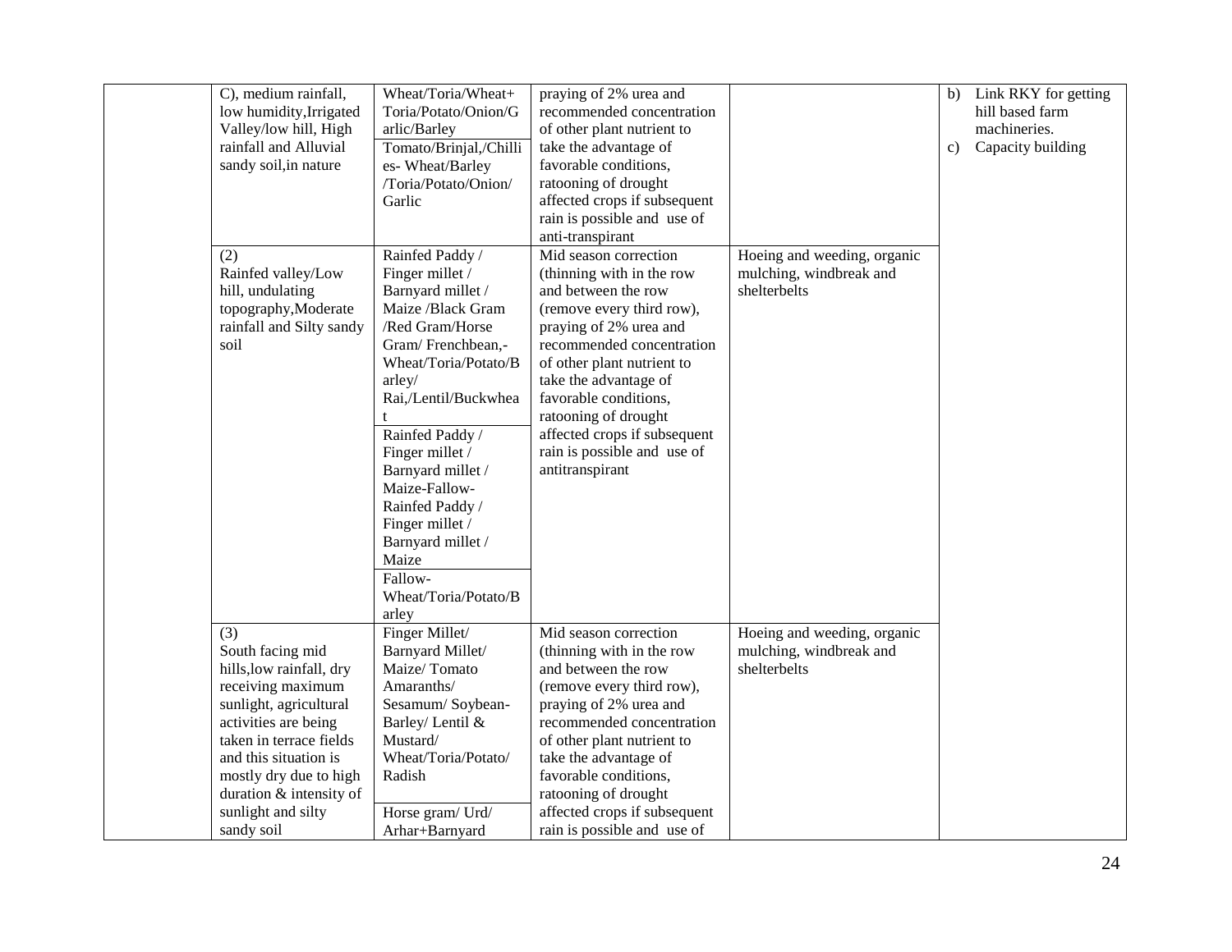| | | | | | |
|---|---|---|---|---|---|
| | C), medium rainfall, low humidity,Irrigated Valley/low hill, High rainfall and Alluvial sandy soil,in nature | Wheat/Toria/Wheat+ Toria/Potato/Onion/G arlic/Barley | praying of 2% urea and recommended concentration of other plant nutrient to take the advantage of favorable conditions, ratooning of drought affected crops if subsequent rain is possible and use of anti-transpirant | | b) Link RKY for getting hill based farm machineries.<br>c) Capacity building |
| | | Tomato/Brinjal,/Chilli es- Wheat/Barley /Toria/Potato/Onion/ Garlic | | | |
| | (2)<br>Rainfed valley/Low hill, undulating topography,Moderate rainfall and Silty sandy soil | Rainfed Paddy / Finger millet / Barnyard millet / Maize /Black Gram /Red Gram/Horse Gram/ Frenchbean,- Wheat/Toria/Potato/B arley/ Rai,/Lentil/Buckwhea t | Mid season correction (thinning with in the row and between the row (remove every third row), praying of 2% urea and recommended concentration of other plant nutrient to take the advantage of favorable conditions, ratooning of drought affected crops if subsequent rain is possible and use of antitranspirant | Hoeing and weeding, organic mulching, windbreak and shelterbelts | |
| | | Rainfed Paddy / Finger millet / Barnyard millet / Maize-Fallow- Rainfed Paddy / Finger millet / Barnyard millet / Maize | | | |
| | | Fallow- Wheat/Toria/Potato/B arley | | | |
| | (3)<br>South facing mid hills,low rainfall, dry receiving maximum sunlight, agricultural activities are being taken in terrace fields and this situation is mostly dry due to high duration & intensity of sunlight and silty sandy soil | Finger Millet/ Barnyard Millet/ Maize/ Tomato Amaranths/ Sesamum/ Soybean- Barley/ Lentil & Mustard/ Wheat/Toria/Potato/ Radish | Mid season correction (thinning with in the row and between the row (remove every third row), praying of 2% urea and recommended concentration of other plant nutrient to take the advantage of favorable conditions, ratooning of drought affected crops if subsequent rain is possible and use of | Hoeing and weeding, organic mulching, windbreak and shelterbelts | |
| | | Horse gram/ Urd/ Arhar+Barnyard | | | |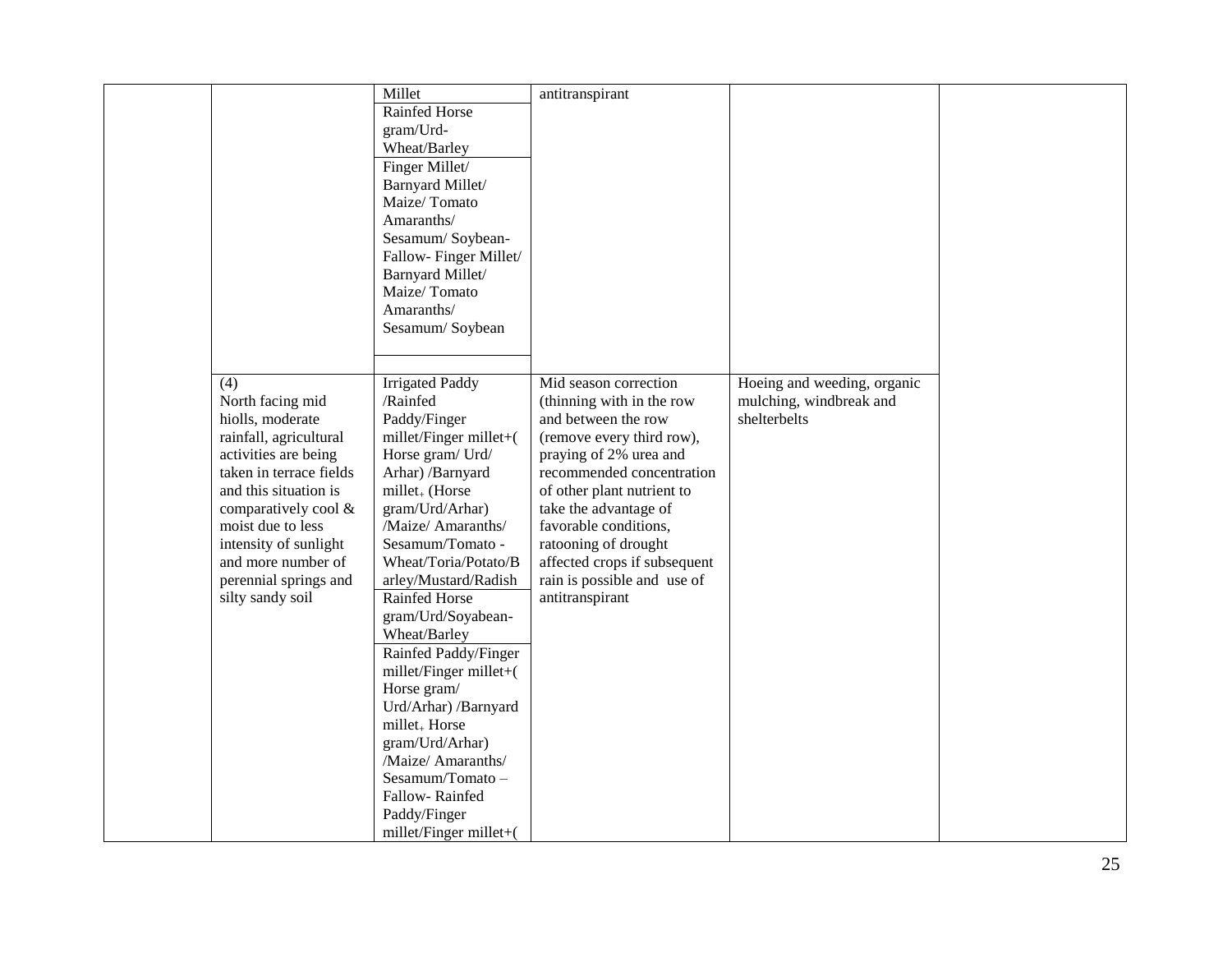| | | | | | |
|---|---|---|---|---|---|
| | | Millet | antitranspirant | | |
| | | Rainfed Horse gram/Urd-Wheat/Barley | | | |
| | | Finger Millet/ Barnyard Millet/ Maize/ Tomato Amaranths/ Sesamum/ Soybean-Fallow- Finger Millet/ Barnyard Millet/ Maize/ Tomato Amaranths/ Sesamum/ Soybean | | | |
| | | | | | |
| | (4) North facing mid hiolls, moderate rainfall, agricultural activities are being taken in terrace fields and this situation is comparatively cool & moist due to less intensity of sunlight and more number of perennial springs and silty sandy soil | Irrigated Paddy /Rainfed Paddy/Finger millet/Finger millet+( Horse gram/ Urd/ Arhar) /Barnyard millet+ (Horse gram/Urd/Arhar) /Maize/ Amaranths/ Sesamum/Tomato - Wheat/Toria/Potato/Barley/Mustard/Radish | Mid season correction (thinning with in the row and between the row (remove every third row), praying of 2% urea and recommended concentration of other plant nutrient to take the advantage of favorable conditions, ratooning of drought affected crops if subsequent rain is possible and use of antitranspirant | Hoeing and weeding, organic mulching, windbreak and shelterbelts | |
| | | Rainfed Horse gram/Urd/Soyabean-Wheat/Barley | | | |
| | | Rainfed Paddy/Finger millet/Finger millet+( Horse gram/ Urd/Arhar) /Barnyard millet+ Horse gram/Urd/Arhar) /Maize/ Amaranths/ Sesamum/Tomato – Fallow- Rainfed Paddy/Finger millet/Finger millet+( | | | |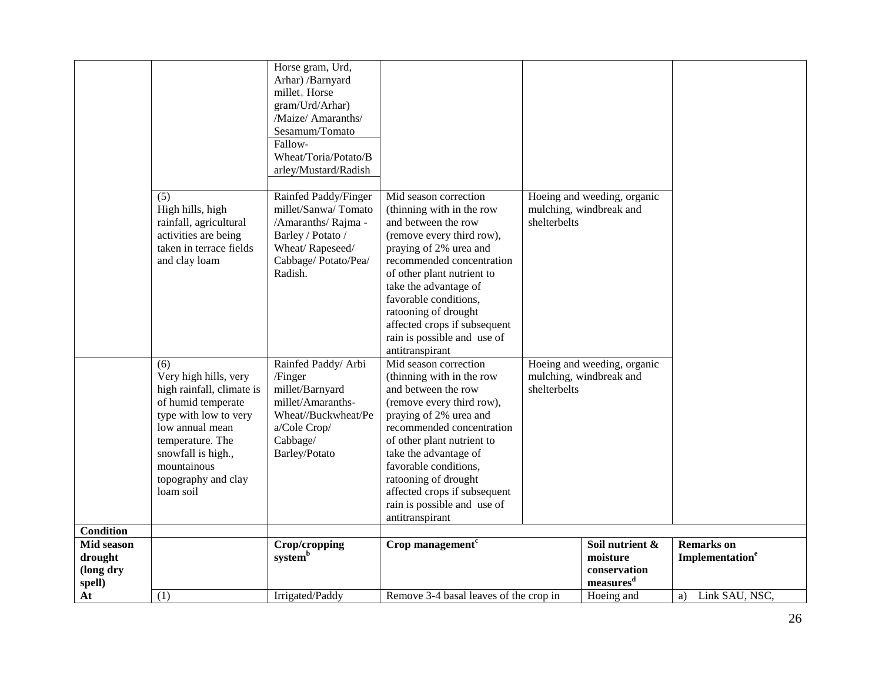| | | | | | |
|---|---|---|---|---|---|
| | | Horse gram, Urd, Arhar) /Barnyard millet + Horse gram/Urd/Arhar) /Maize/ Amaranths/ Sesamum/Tomato | | | |
| | | Fallow-Wheat/Toria/Potato/Barley/Mustard/Radish | | | |
| | (5) High hills, high rainfall, agricultural activities are being taken in terrace fields and clay loam | Rainfed Paddy/Finger millet/Sanwa/ Tomato /Amaranths/ Rajma - Barley / Potato / Wheat/ Rapeseed/ Cabbage/ Potato/Pea/ Radish. | Mid season correction (thinning with in the row and between the row (remove every third row), praying of 2% urea and recommended concentration of other plant nutrient to take the advantage of favorable conditions, ratooning of drought affected crops if subsequent rain is possible and use of antitranspirant | Hoeing and weeding, organic mulching, windbreak and shelterbelts | |
| | (6) Very high hills, very high rainfall, climate is of humid temperate type with low to very low annual mean temperature. The snowfall is high., mountainous topography and clay loam soil | Rainfed Paddy/ Arbi /Finger millet/Barnyard millet/Amaranths-Wheat//Buckwheat/Pea/Cole Crop/ Cabbage/ Barley/Potato | Mid season correction (thinning with in the row and between the row (remove every third row), praying of 2% urea and recommended concentration of other plant nutrient to take the advantage of favorable conditions, ratooning of drought affected crops if subsequent rain is possible and use of antitranspirant | Hoeing and weeding, organic mulching, windbreak and shelterbelts | |
| **Condition** | | | | | |
| **Mid season drought (long dry spell)** | | **Crop/cropping system**[b] | **Crop management**[c] | **Soil nutrient & moisture conservation measures**[d] | **Remarks on Implementation**[e] |
| **At** | (1) | Irrigated/Paddy | Remove 3-4 basal leaves of the crop in | Hoeing and | a) Link SAU, NSC, |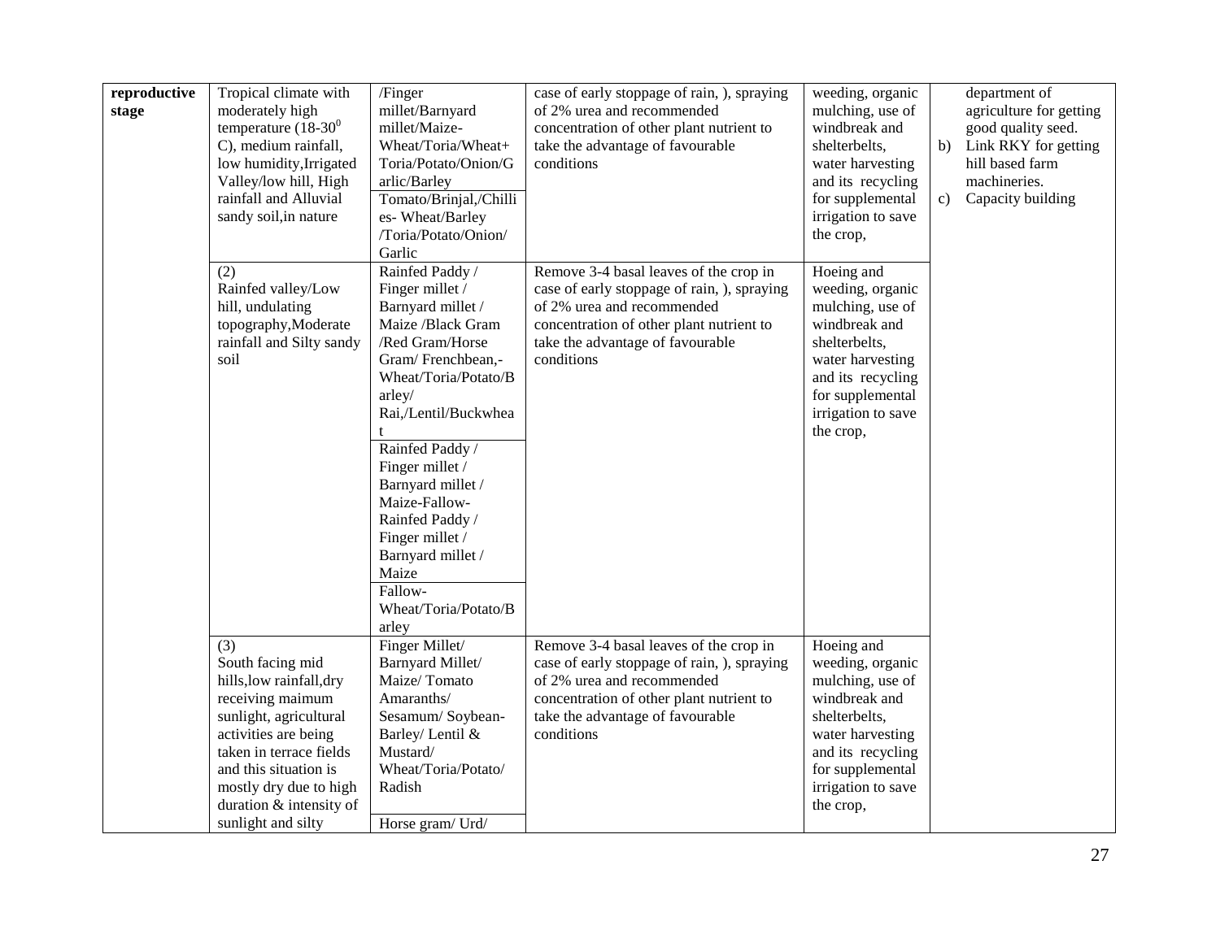| reproductive stage | Tropical climate with moderately high temperature (18-30$^0$ C), medium rainfall, low humidity,Irrigated Valley/low hill, High rainfall and Alluvial sandy soil,in nature | /Finger millet/Barnyard millet/Maize-Wheat/Toria/Wheat+ Toria/Potato/Onion/Garlic/Barley | case of early stoppage of rain, ), spraying of 2% urea and recommended concentration of other plant nutrient to take the advantage of favourable conditions | weeding, organic mulching, use of windbreak and shelterbelts, water harvesting and its recycling for supplemental irrigation to save the crop, | department of agriculture for getting good quality seed. b) Link RKY for getting hill based farm machineries. c) Capacity building |
|---|---|---|---|---|---|
| | | Tomato/Brinjal,/Chillies- Wheat/Barley /Toria/Potato/Onion/ Garlic | | | |
| | (2) Rainfed valley/Low hill, undulating topography,Moderate rainfall and Silty sandy soil | Rainfed Paddy / Finger millet / Barnyard millet / Maize /Black Gram /Red Gram/Horse Gram/ Frenchbean,- Wheat/Toria/Potato/Barley/ Rai,/Lentil/Buckwheat | Remove 3-4 basal leaves of the crop in case of early stoppage of rain, ), spraying of 2% urea and recommended concentration of other plant nutrient to take the advantage of favourable conditions | Hoeing and weeding, organic mulching, use of windbreak and shelterbelts, water harvesting and its recycling for supplemental irrigation to save the crop, | |
| | | Rainfed Paddy / Finger millet / Barnyard millet / Maize-Fallow- Rainfed Paddy / Finger millet / Barnyard millet / Maize | | | |
| | | Fallow- Wheat/Toria/Potato/Barley | | | |
| | (3) South facing mid hills,low rainfall,dry receiving maimum sunlight, agricultural activities are being taken in terrace fields and this situation is mostly dry due to high duration & intensity of sunlight and silty | Finger Millet/ Barnyard Millet/ Maize/ Tomato Amaranths/ Sesamum/ Soybean- Barley/ Lentil & Mustard/ Wheat/Toria/Potato/ Radish | Remove 3-4 basal leaves of the crop in case of early stoppage of rain, ), spraying of 2% urea and recommended concentration of other plant nutrient to take the advantage of favourable conditions | Hoeing and weeding, organic mulching, use of windbreak and shelterbelts, water harvesting and its recycling for supplemental irrigation to save the crop, | |
| | | Horse gram/ Urd/ | | | |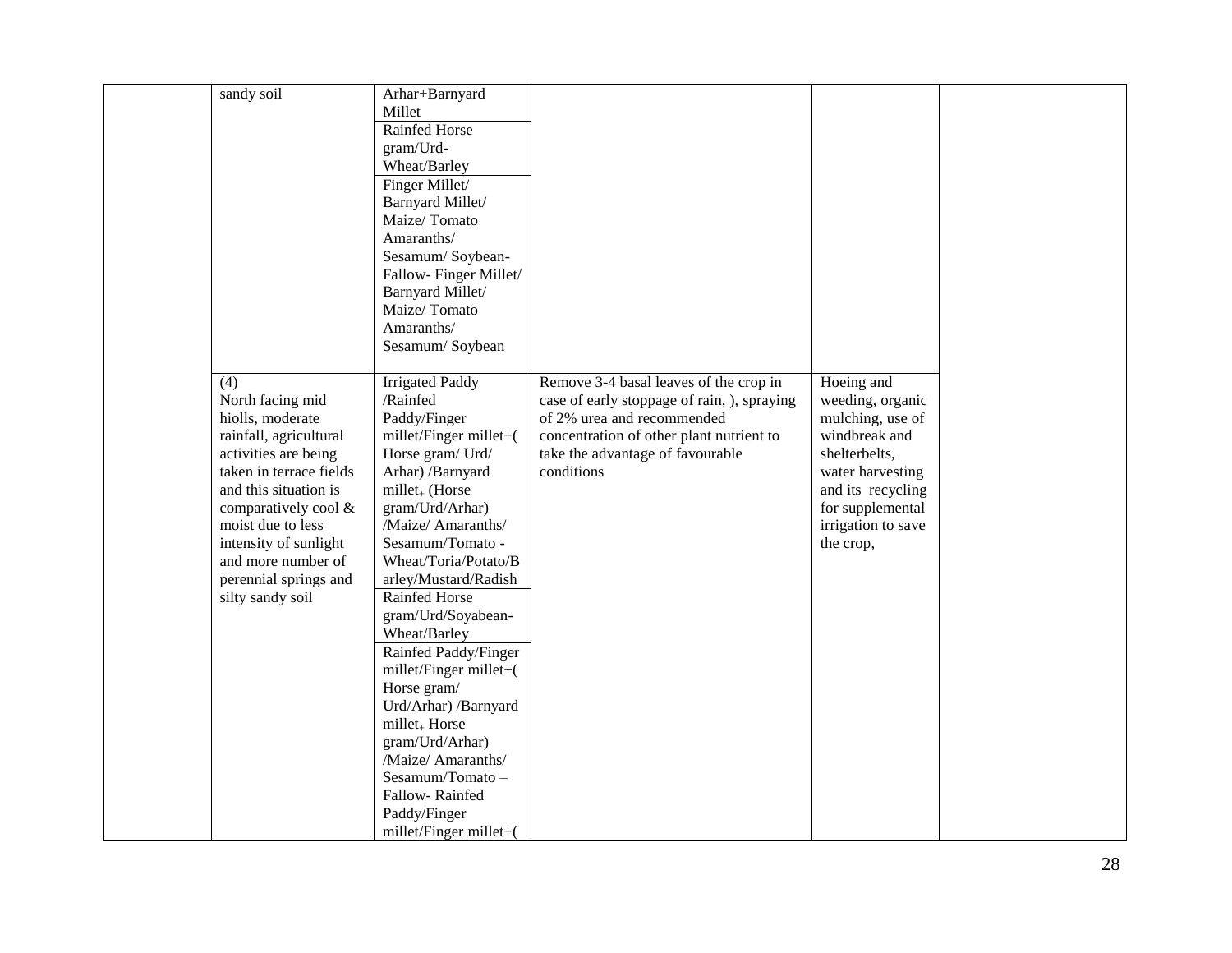| | | | | | |
|---|---|---|---|---|---|
| | sandy soil | Arhar+Barnyard Millet<br>Rainfed Horse gram/Urd-Wheat/Barley<br>Finger Millet/ Barnyard Millet/ Maize/ Tomato Amaranths/ Sesamum/ Soybean-Fallow- Finger Millet/ Barnyard Millet/ Maize/ Tomato Amaranths/ Sesamum/ Soybean | | | |
| | (4)<br>North facing mid hiolls, moderate rainfall, agricultural activities are being taken in terrace fields and this situation is comparatively cool & moist due to less intensity of sunlight and more number of perennial springs and silty sandy soil | Irrigated Paddy /Rainfed Paddy/Finger millet/Finger millet+( Horse gram/ Urd/ Arhar) /Barnyard millet+ (Horse gram/Urd/Arhar) /Maize/ Amaranths/ Sesamum/Tomato - Wheat/Toria/Potato/Barley/Mustard/Radish<br>Rainfed Horse gram/Urd/Soyabean-Wheat/Barley<br>Rainfed Paddy/Finger millet/Finger millet+( Horse gram/ Urd/Arhar) /Barnyard millet+ Horse gram/Urd/Arhar) /Maize/ Amaranths/ Sesamum/Tomato – Fallow- Rainfed Paddy/Finger millet/Finger millet+( | Remove 3-4 basal leaves of the crop in case of early stoppage of rain, ), spraying of 2% urea and recommended concentration of other plant nutrient to take the advantage of favourable conditions | Hoeing and weeding, organic mulching, use of windbreak and shelterbelts, water harvesting and its recycling for supplemental irrigation to save the crop, | |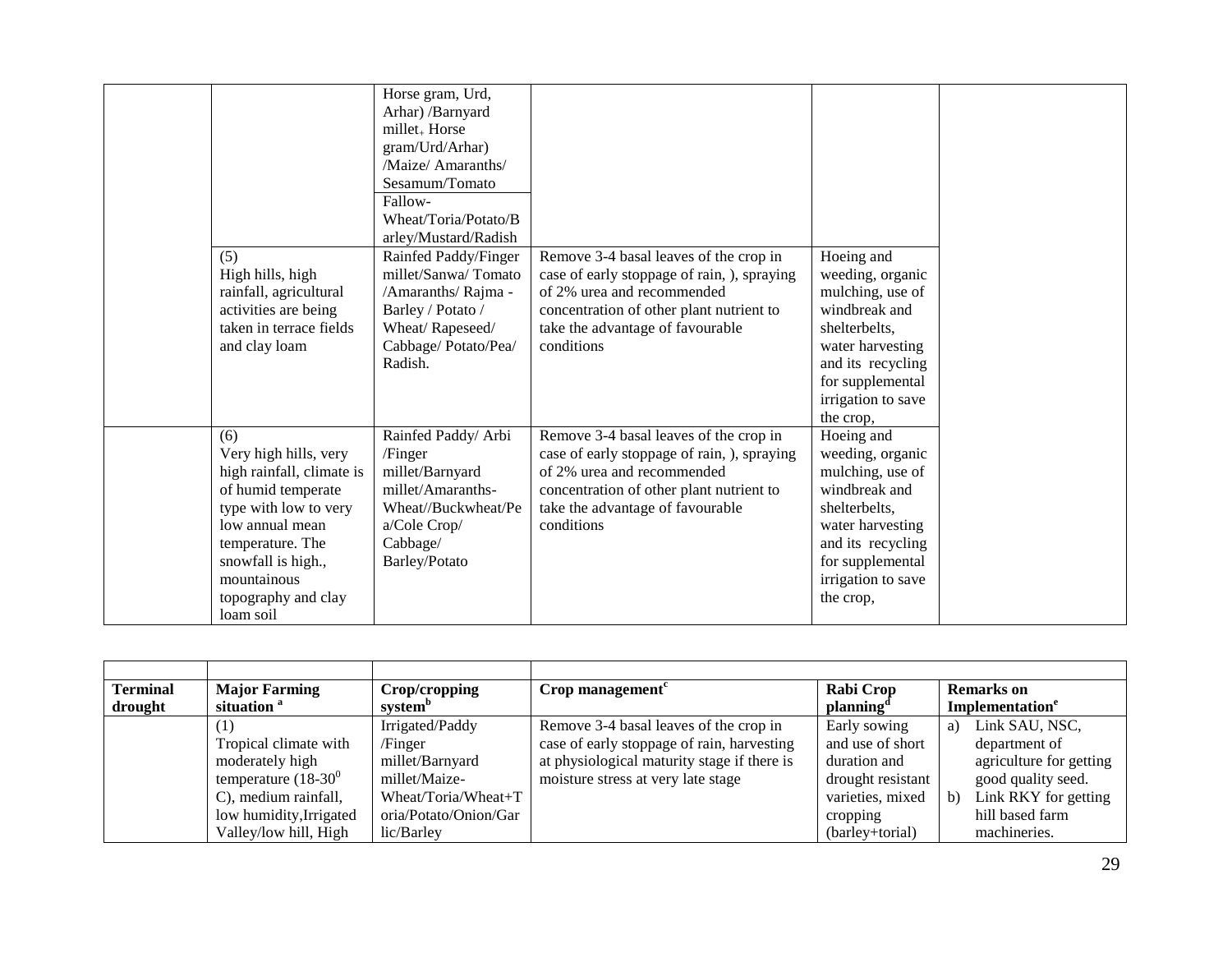| | | | | | |
|---|---|---|---|---|---|
| | | Horse gram, Urd, Arhar) /Barnyard millet+ Horse gram/Urd/Arhar) /Maize/ Amaranths/ Sesamum/Tomato | | | |
| | | Fallow- Wheat/Toria/Potato/Barley/Mustard/Radish | | | |
| | (5) High hills, high rainfall, agricultural activities are being taken in terrace fields and clay loam | Rainfed Paddy/Finger millet/Sanwa/ Tomato /Amaranths/ Rajma - Barley / Potato / Wheat/ Rapeseed/ Cabbage/ Potato/Pea/ Radish. | Remove 3-4 basal leaves of the crop in case of early stoppage of rain, ), spraying of 2% urea and recommended concentration of other plant nutrient to take the advantage of favourable conditions | Hoeing and weeding, organic mulching, use of windbreak and shelterbelts, water harvesting and its recycling for supplemental irrigation to save the crop, | |
| | (6) Very high hills, very high rainfall, climate is of humid temperate type with low to very low annual mean temperature. The snowfall is high., mountainous topography and clay loam soil | Rainfed Paddy/ Arbi /Finger millet/Barnyard millet/Amaranths- Wheat//Buckwheat/Pea/Cole Crop/ Cabbage/ Barley/Potato | Remove 3-4 basal leaves of the crop in case of early stoppage of rain, ), spraying of 2% urea and recommended concentration of other plant nutrient to take the advantage of favourable conditions | Hoeing and weeding, organic mulching, use of windbreak and shelterbelts, water harvesting and its recycling for supplemental irrigation to save the crop, | |

| Terminal drought | Major Farming situation [a] | Crop/cropping system[b] | Crop management[c] | Rabi Crop planning[d] | Remarks on Implementation[e] |
|---|---|---|---|---|---|
| | (1) Tropical climate with moderately high temperature (18-30$^0$ C), medium rainfall, low humidity,Irrigated Valley/low hill, High | Irrigated/Paddy /Finger millet/Barnyard millet/Maize- Wheat/Toria/Wheat+Toria/Potato/Onion/Garlic/Barley | Remove 3-4 basal leaves of the crop in case of early stoppage of rain, harvesting at physiological maturity stage if there is moisture stress at very late stage | Early sowing and use of short duration and drought resistant varieties, mixed cropping (barley+torial) | a) Link SAU, NSC, department of agriculture for getting good quality seed. b) Link RKY for getting hill based farm machineries. |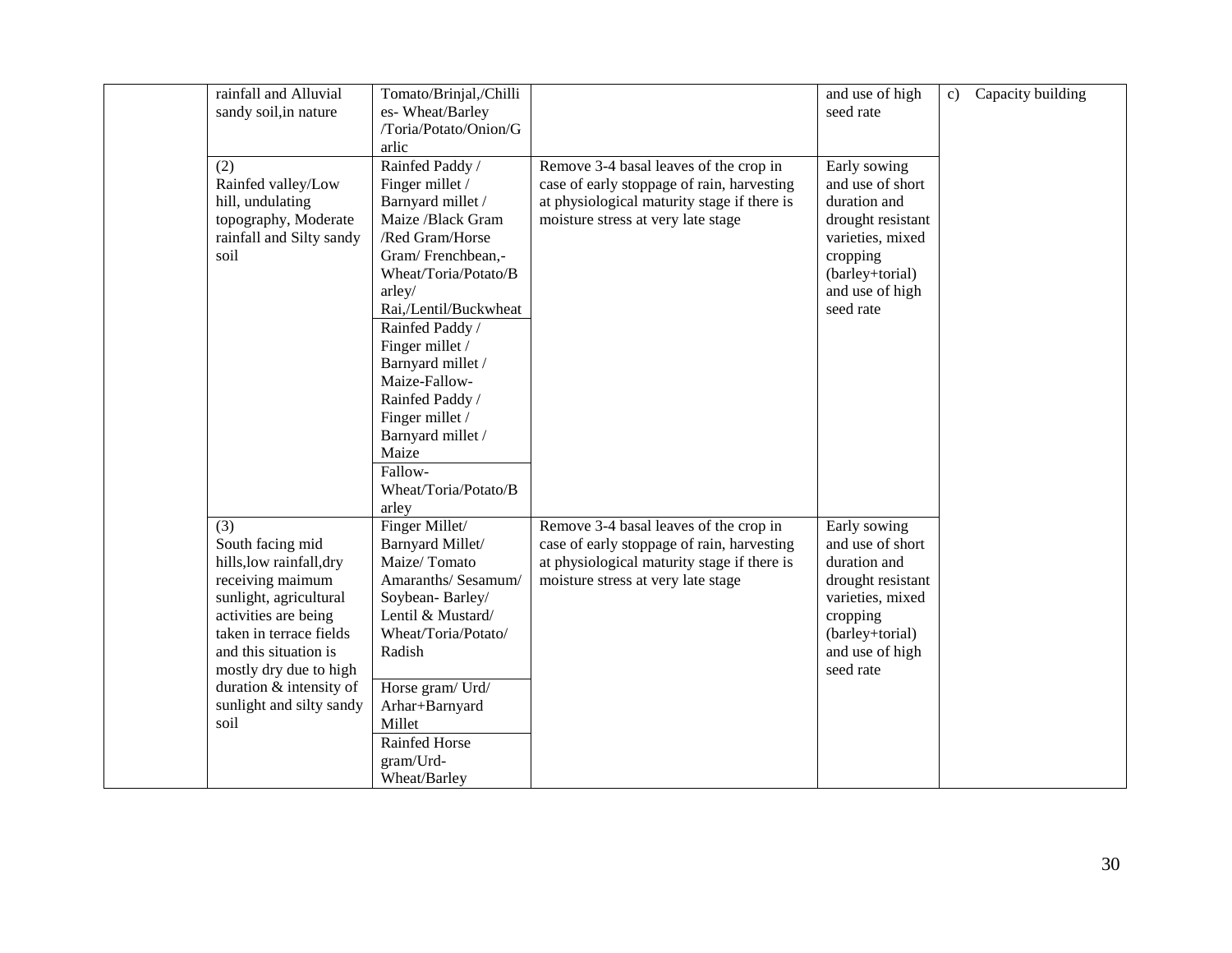| | | | | | |
|---|---|---|---|---|---|
| | rainfall and Alluvial sandy soil,in nature | Tomato/Brinjal,/Chillies- Wheat/Barley /Toria/Potato/Onion/Garlic | | and use of high seed rate | c) Capacity building |
| | (2) Rainfed valley/Low hill, undulating topography, Moderate rainfall and Silty sandy soil | Rainfed Paddy / Finger millet / Barnyard millet / Maize /Black Gram /Red Gram/Horse Gram/ Frenchbean,- Wheat/Toria/Potato/Barley/ Rai,/Lentil/Buckwheat | Remove 3-4 basal leaves of the crop in case of early stoppage of rain, harvesting at physiological maturity stage if there is moisture stress at very late stage | Early sowing and use of short duration and drought resistant varieties, mixed cropping (barley+torial) and use of high seed rate | |
| | | Rainfed Paddy / Finger millet / Barnyard millet / Maize-Fallow- Rainfed Paddy / Finger millet / Barnyard millet / Maize | | | |
| | | Fallow- Wheat/Toria/Potato/Barley | | | |
| | (3) South facing mid hills,low rainfall,dry receiving maimum sunlight, agricultural activities are being taken in terrace fields and this situation is mostly dry due to high duration & intensity of sunlight and silty sandy soil | Finger Millet/ Barnyard Millet/ Maize/ Tomato Amaranths/ Sesamum/ Soybean- Barley/ Lentil & Mustard/ Wheat/Toria/Potato/ Radish | Remove 3-4 basal leaves of the crop in case of early stoppage of rain, harvesting at physiological maturity stage if there is moisture stress at very late stage | Early sowing and use of short duration and drought resistant varieties, mixed cropping (barley+torial) and use of high seed rate | |
| | | Horse gram/ Urd/ Arhar+Barnyard Millet | | | |
| | | Rainfed Horse gram/Urd- Wheat/Barley | | | |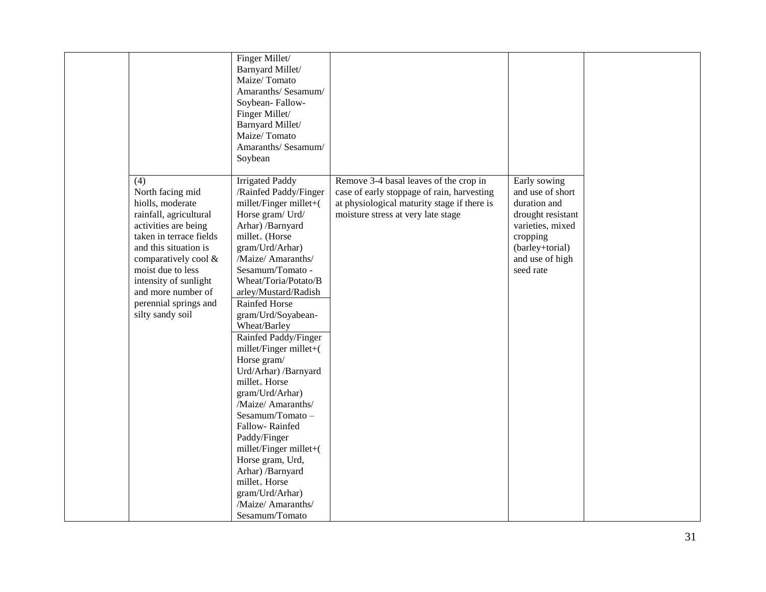| | | | | | |
|---|---|---|---|---|---|
| | | Finger Millet/ Barnyard Millet/ Maize/ Tomato Amaranths/ Sesamum/ Soybean- Fallow- Finger Millet/ Barnyard Millet/ Maize/ Tomato Amaranths/ Sesamum/ Soybean | | | |
| | (4) North facing mid hiolls, moderate rainfall, agricultural activities are being taken in terrace fields and this situation is comparatively cool & moist due to less intensity of sunlight and more number of perennial springs and silty sandy soil | Irrigated Paddy /Rainfed Paddy/Finger millet/Finger millet+( Horse gram/ Urd/ Arhar) /Barnyard millet+ (Horse gram/Urd/Arhar) /Maize/ Amaranths/ Sesamum/Tomato - Wheat/Toria/Potato/Barley/Mustard/Radish | Remove 3-4 basal leaves of the crop in case of early stoppage of rain, harvesting at physiological maturity stage if there is moisture stress at very late stage | Early sowing and use of short duration and drought resistant varieties, mixed cropping (barley+torial) and use of high seed rate | |
| | | Rainfed Horse gram/Urd/Soyabean- Wheat/Barley | | | |
| | | Rainfed Paddy/Finger millet/Finger millet+( Horse gram/ Urd/Arhar) /Barnyard millet+ Horse gram/Urd/Arhar) /Maize/ Amaranths/ Sesamum/Tomato – Fallow- Rainfed Paddy/Finger millet/Finger millet+( Horse gram, Urd, Arhar) /Barnyard millet+ Horse gram/Urd/Arhar) /Maize/ Amaranths/ Sesamum/Tomato | | | |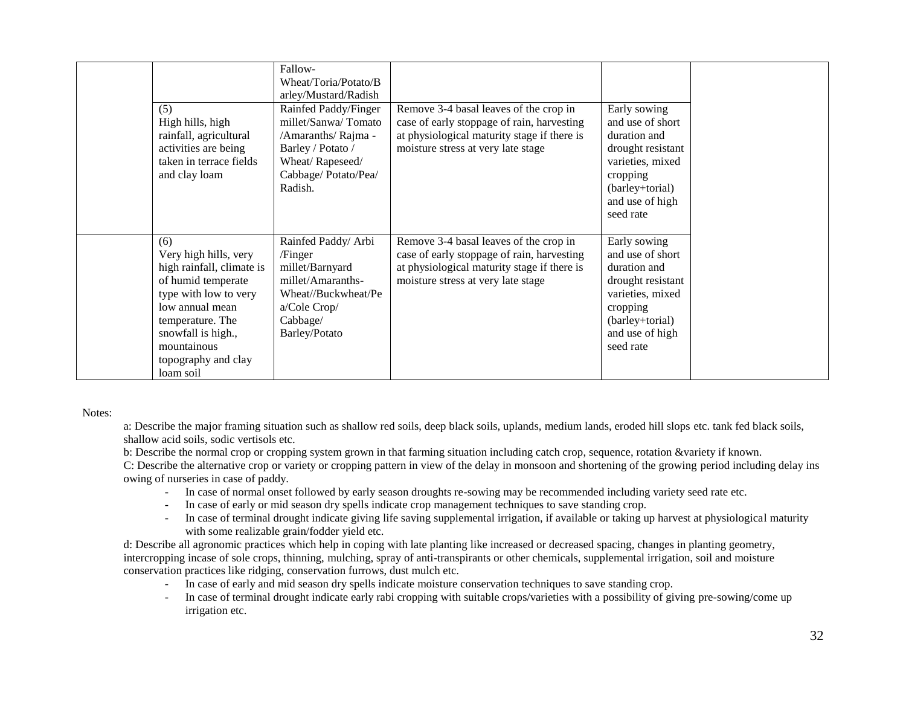| | | | | | |
|---|---|---|---|---|---|
| | | Fallow-Wheat/Toria/Potato/Barley/Mustard/Radish | | | |
| | (5) High hills, high rainfall, agricultural activities are being taken in terrace fields and clay loam | Rainfed Paddy/Finger millet/Sanwa/ Tomato /Amaranths/ Rajma - Barley / Potato / Wheat/ Rapeseed/ Cabbage/ Potato/Pea/ Radish. | Remove 3-4 basal leaves of the crop in case of early stoppage of rain, harvesting at physiological maturity stage if there is moisture stress at very late stage | Early sowing and use of short duration and drought resistant varieties, mixed cropping (barley+torial) and use of high seed rate | |
| | (6) Very high hills, very high rainfall, climate is of humid temperate type with low to very low annual mean temperature. The snowfall is high., mountainous topography and clay loam soil | Rainfed Paddy/ Arbi /Finger millet/Barnyard millet/Amaranths-Wheat//Buckwheat/Pea/Cole Crop/ Cabbage/ Barley/Potato | Remove 3-4 basal leaves of the crop in case of early stoppage of rain, harvesting at physiological maturity stage if there is moisture stress at very late stage | Early sowing and use of short duration and drought resistant varieties, mixed cropping (barley+torial) and use of high seed rate | |

Notes:

a: Describe the major framing situation such as shallow red soils, deep black soils, uplands, medium lands, eroded hill slops etc. tank fed black soils, shallow acid soils, sodic vertisols etc.

b: Describe the normal crop or cropping system grown in that farming situation including catch crop, sequence, rotation &variety if known.

C: Describe the alternative crop or variety or cropping pattern in view of the delay in monsoon and shortening of the growing period including delay ins owing of nurseries in case of paddy.

- In case of normal onset followed by early season droughts re-sowing may be recommended including variety seed rate etc.
- In case of early or mid season dry spells indicate crop management techniques to save standing crop.
- In case of terminal drought indicate giving life saving supplemental irrigation, if available or taking up harvest at physiological maturity with some realizable grain/fodder yield etc.

d: Describe all agronomic practices which help in coping with late planting like increased or decreased spacing, changes in planting geometry, intercropping incase of sole crops, thinning, mulching, spray of anti-transpirants or other chemicals, supplemental irrigation, soil and moisture conservation practices like ridging, conservation furrows, dust mulch etc.

- In case of early and mid season dry spells indicate moisture conservation techniques to save standing crop.
- In case of terminal drought indicate early rabi cropping with suitable crops/varieties with a possibility of giving pre-sowing/come up irrigation etc.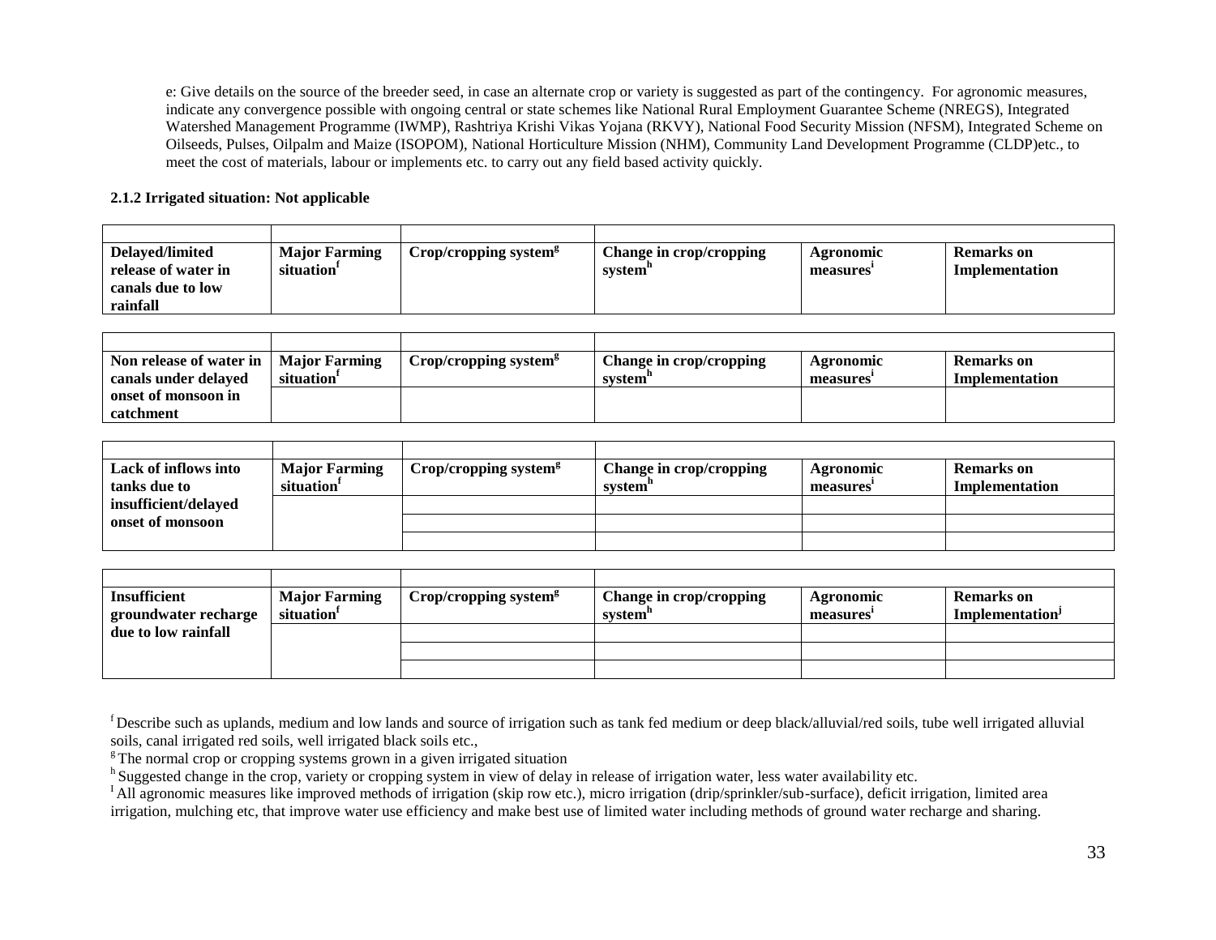e: Give details on the source of the breeder seed, in case an alternate crop or variety is suggested as part of the contingency. For agronomic measures, indicate any convergence possible with ongoing central or state schemes like National Rural Employment Guarantee Scheme (NREGS), Integrated Watershed Management Programme (IWMP), Rashtriya Krishi Vikas Yojana (RKVY), National Food Security Mission (NFSM), Integrated Scheme on Oilseeds, Pulses, Oilpalm and Maize (ISOPOM), National Horticulture Mission (NHM), Community Land Development Programme (CLDP)etc., to meet the cost of materials, labour or implements etc. to carry out any field based activity quickly.

**2.1.2 Irrigated situation: Not applicable**

| | | | | | |
|---|---|---|---|---|---|
| **Delayed/limited release of water in canals due to low rainfall** | **Major Farming situation[f]** | **Crop/cropping system[g]** | **Change in crop/cropping system[h]** | **Agronomic measures[i]** | **Remarks on Implementation** |

| | | | | | |
|---|---|---|---|---|---|
| **Non release of water in canals under delayed onset of monsoon in catchment** | **Major Farming situation[f]** | **Crop/cropping system[g]** | **Change in crop/cropping system[h]** | **Agronomic measures[i]** | **Remarks on Implementation** |
| | | | | | |

| | | | | | |
|---|---|---|---|---|---|
| **Lack of inflows into tanks due to insufficient/delayed onset of monsoon** | **Major Farming situation[f]** | **Crop/cropping system[g]** | **Change in crop/cropping system[h]** | **Agronomic measures[i]** | **Remarks on Implementation** |
| | | | | | |
| | | | | | |
| | | | | | |

| | | | | | |
|---|---|---|---|---|---|
| **Insufficient groundwater recharge due to low rainfall** | **Major Farming situation[f]** | **Crop/cropping system[g]** | **Change in crop/cropping system[h]** | **Agronomic measures[i]** | **Remarks on Implementation[j]** |
| | | | | | |
| | | | | | |
| | | | | | |

[f] Describe such as uplands, medium and low lands and source of irrigation such as tank fed medium or deep black/alluvial/red soils, tube well irrigated alluvial soils, canal irrigated red soils, well irrigated black soils etc.,

[g] The normal crop or cropping systems grown in a given irrigated situation

[h] Suggested change in the crop, variety or cropping system in view of delay in release of irrigation water, less water availability etc.

[I] All agronomic measures like improved methods of irrigation (skip row etc.), micro irrigation (drip/sprinkler/sub-surface), deficit irrigation, limited area irrigation, mulching etc, that improve water use efficiency and make best use of limited water including methods of ground water recharge and sharing.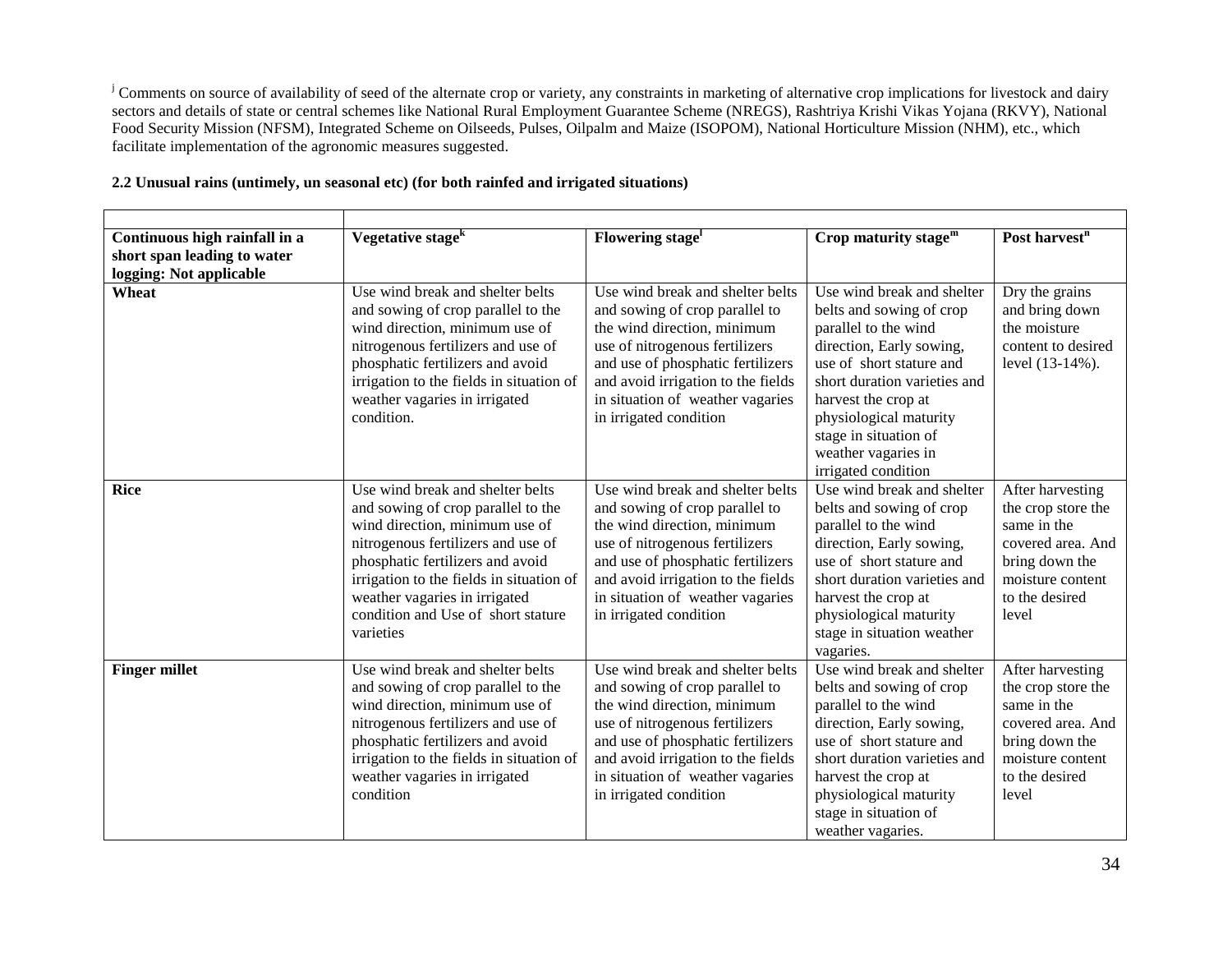[j] Comments on source of availability of seed of the alternate crop or variety, any constraints in marketing of alternative crop implications for livestock and dairy sectors and details of state or central schemes like National Rural Employment Guarantee Scheme (NREGS), Rashtriya Krishi Vikas Yojana (RKVY), National Food Security Mission (NFSM), Integrated Scheme on Oilseeds, Pulses, Oilpalm and Maize (ISOPOM), National Horticulture Mission (NHM), etc., which facilitate implementation of the agronomic measures suggested.

**2.2 Unusual rains (untimely, un seasonal etc) (for both rainfed and irrigated situations)**

| **Continuous high rainfall in a short span leading to water logging: Not applicable** | **Vegetative stage[k]** | **Flowering stage[l]** | **Crop maturity stage[m]** | **Post harvest[n]** |
|---|---|---|---|---|
| **Wheat** | Use wind break and shelter belts and sowing of crop parallel to the wind direction, minimum use of nitrogenous fertilizers and use of phosphatic fertilizers and avoid irrigation to the fields in situation of weather vagaries in irrigated condition. | Use wind break and shelter belts and sowing of crop parallel to the wind direction, minimum use of nitrogenous fertilizers and use of phosphatic fertilizers and avoid irrigation to the fields in situation of weather vagaries in irrigated condition | Use wind break and shelter belts and sowing of crop parallel to the wind direction, Early sowing, use of short stature and short duration varieties and harvest the crop at physiological maturity stage in situation of weather vagaries in irrigated condition | Dry the grains and bring down the moisture content to desired level (13-14%). |
| **Rice** | Use wind break and shelter belts and sowing of crop parallel to the wind direction, minimum use of nitrogenous fertilizers and use of phosphatic fertilizers and avoid irrigation to the fields in situation of weather vagaries in irrigated condition and Use of short stature varieties | Use wind break and shelter belts and sowing of crop parallel to the wind direction, minimum use of nitrogenous fertilizers and use of phosphatic fertilizers and avoid irrigation to the fields in situation of weather vagaries in irrigated condition | Use wind break and shelter belts and sowing of crop parallel to the wind direction, Early sowing, use of short stature and short duration varieties and harvest the crop at physiological maturity stage in situation weather vagaries. | After harvesting the crop store the same in the covered area. And bring down the moisture content to the desired level |
| **Finger millet** | Use wind break and shelter belts and sowing of crop parallel to the wind direction, minimum use of nitrogenous fertilizers and use of phosphatic fertilizers and avoid irrigation to the fields in situation of weather vagaries in irrigated condition | Use wind break and shelter belts and sowing of crop parallel to the wind direction, minimum use of nitrogenous fertilizers and use of phosphatic fertilizers and avoid irrigation to the fields in situation of weather vagaries in irrigated condition | Use wind break and shelter belts and sowing of crop parallel to the wind direction, Early sowing, use of short stature and short duration varieties and harvest the crop at physiological maturity stage in situation of weather vagaries. | After harvesting the crop store the same in the covered area. And bring down the moisture content to the desired level |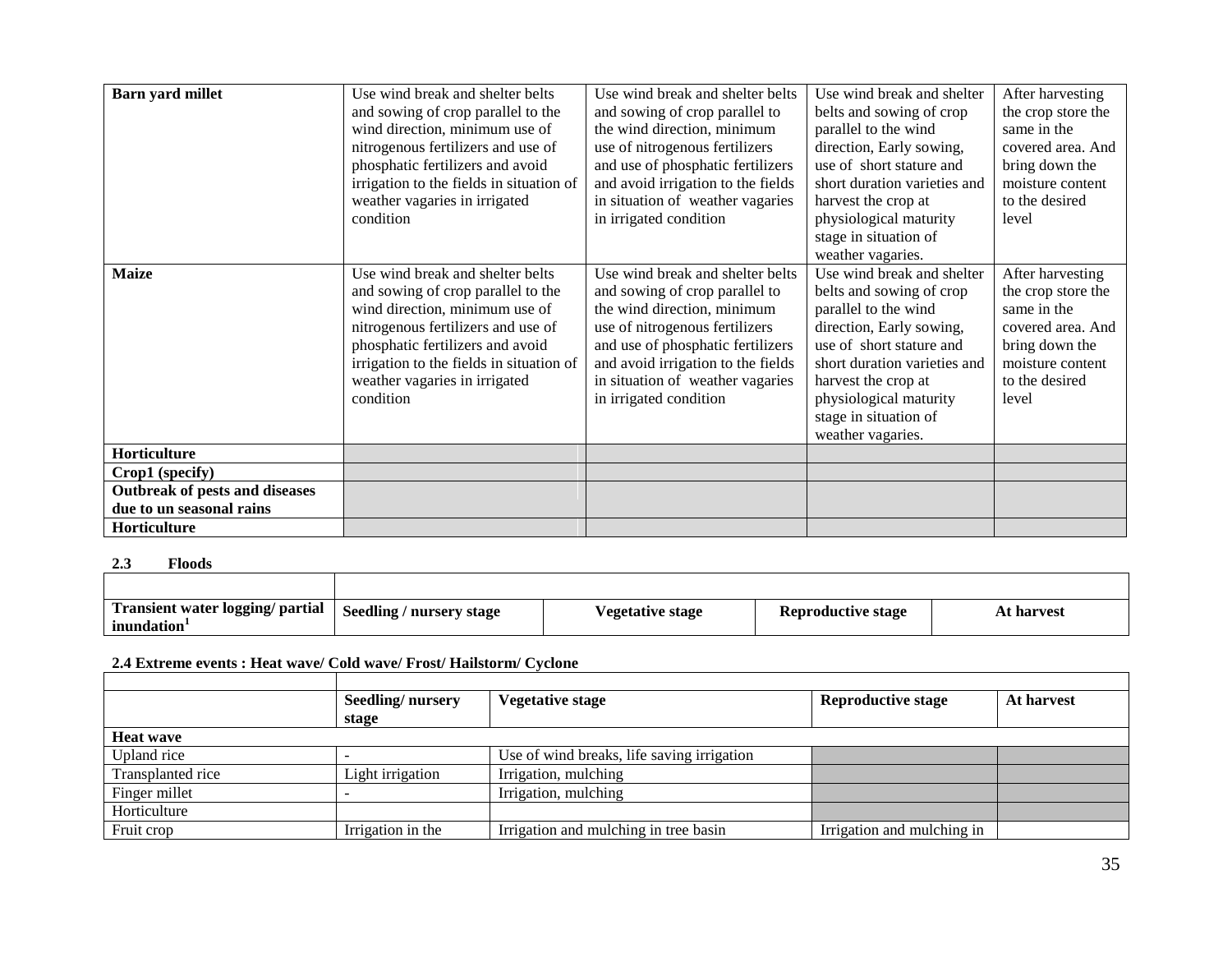| | | | | |
|---|---|---|---|---|
| **Barn yard millet** | Use wind break and shelter belts and sowing of crop parallel to the wind direction, minimum use of nitrogenous fertilizers and use of phosphatic fertilizers and avoid irrigation to the fields in situation of weather vagaries in irrigated condition | Use wind break and shelter belts and sowing of crop parallel to the wind direction, minimum use of nitrogenous fertilizers and use of phosphatic fertilizers and avoid irrigation to the fields in situation of weather vagaries in irrigated condition | Use wind break and shelter belts and sowing of crop parallel to the wind direction, Early sowing, use of short stature and short duration varieties and harvest the crop at physiological maturity stage in situation of weather vagaries. | After harvesting the crop store the same in the covered area. And bring down the moisture content to the desired level |
| **Maize** | Use wind break and shelter belts and sowing of crop parallel to the wind direction, minimum use of nitrogenous fertilizers and use of phosphatic fertilizers and avoid irrigation to the fields in situation of weather vagaries in irrigated condition | Use wind break and shelter belts and sowing of crop parallel to the wind direction, minimum use of nitrogenous fertilizers and use of phosphatic fertilizers and avoid irrigation to the fields in situation of weather vagaries in irrigated condition | Use wind break and shelter belts and sowing of crop parallel to the wind direction, Early sowing, use of short stature and short duration varieties and harvest the crop at physiological maturity stage in situation of weather vagaries. | After harvesting the crop store the same in the covered area. And bring down the moisture content to the desired level |
| **Horticulture** | | | | |
| **Crop1 (specify)** | | | | |
| **Outbreak of pests and diseases due to un seasonal rains** | | | | |
| **Horticulture** | | | | |

### 2.3 Floods

| | | | | |
|---|---|---|---|---|
| **Transient water logging/ partial inundation[1]** | **Seedling / nursery stage** | **Vegetative stage** | **Reproductive stage** | **At harvest** |

### 2.4 Extreme events : Heat wave/ Cold wave/ Frost/ Hailstorm/ Cyclone

| | | | | |
|---|---|---|---|---|
| | **Seedling/ nursery stage** | **Vegetative stage** | **Reproductive stage** | **At harvest** |
| **Heat wave** | | | | |
| Upland rice | - | Use of wind breaks, life saving irrigation | | |
| Transplanted rice | Light irrigation | Irrigation, mulching | | |
| Finger millet | - | Irrigation, mulching | | |
| Horticulture | | | | |
| Fruit crop | Irrigation in the | Irrigation and mulching in tree basin | Irrigation and mulching in | |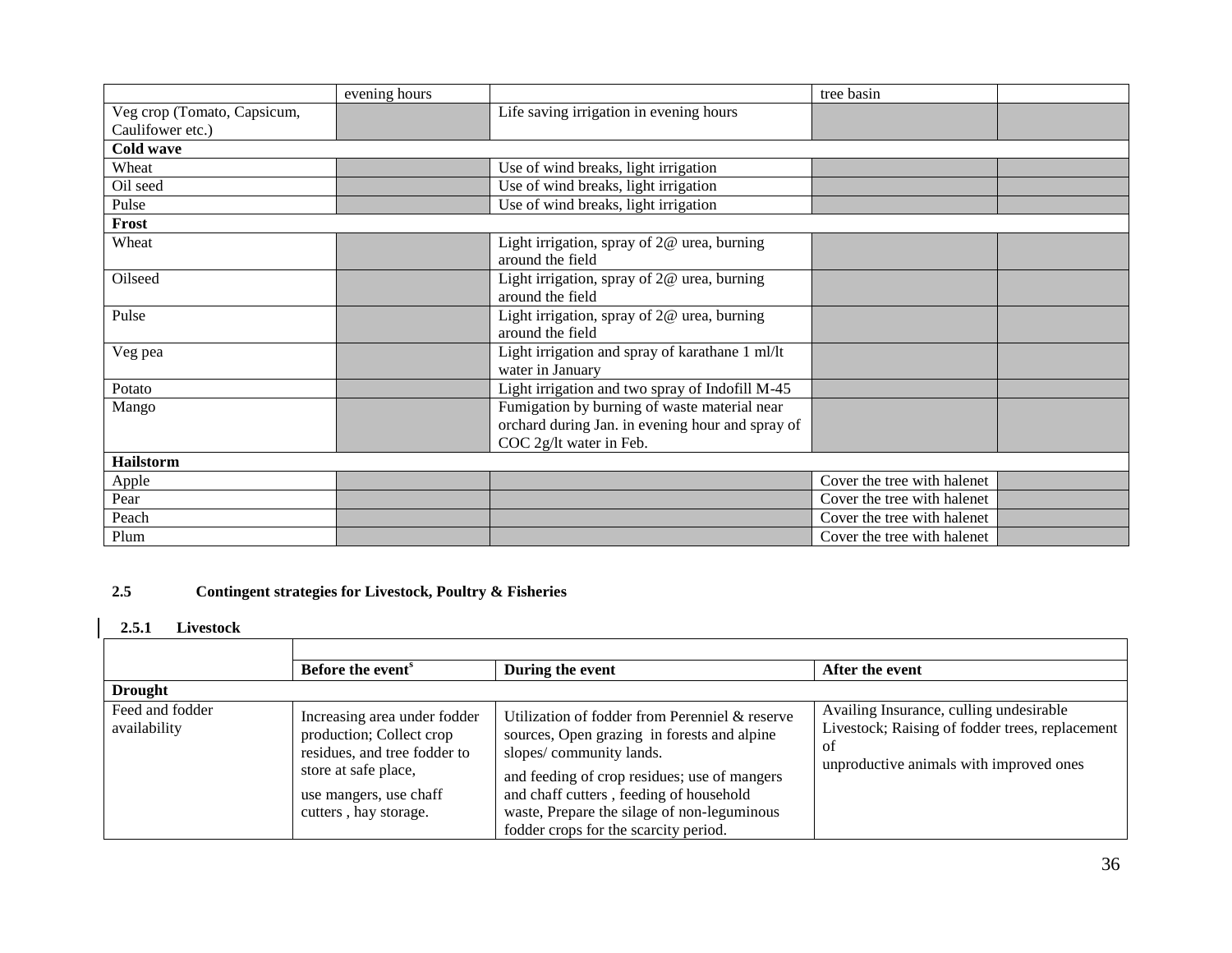| | evening hours | | tree basin | |
|---|---|---|---|---|
| Veg crop (Tomato, Capsicum, Caulifower etc.) | | Life saving irrigation in evening hours | | |
| **Cold wave** | | | | |
| Wheat | | Use of wind breaks, light irrigation | | |
| Oil seed | | Use of wind breaks, light irrigation | | |
| Pulse | | Use of wind breaks, light irrigation | | |
| **Frost** | | | | |
| Wheat | | Light irrigation, spray of 2@ urea, burning around the field | | |
| Oilseed | | Light irrigation, spray of 2@ urea, burning around the field | | |
| Pulse | | Light irrigation, spray of 2@ urea, burning around the field | | |
| Veg pea | | Light irrigation and spray of karathane 1 ml/lt water in January | | |
| Potato | | Light irrigation and two spray of Indofill M-45 | | |
| Mango | | Fumigation by burning of waste material near orchard during Jan. in evening hour and spray of COC 2g/lt water in Feb. | | |
| **Hailstorm** | | | | |
| Apple | | | Cover the tree with halenet | |
| Pear | | | Cover the tree with halenet | |
| Peach | | | Cover the tree with halenet | |
| Plum | | | Cover the tree with halenet | |

## 2.5 Contingent strategies for Livestock, Poultry & Fisheries

### 2.5.1 Livestock

| | Before the event[s] | During the event | After the event |
|---|---|---|---|
| **Drought** | | | |
| Feed and fodder availability | Increasing area under fodder production; Collect crop residues, and tree fodder to store at safe place, use mangers, use chaff cutters , hay storage. | Utilization of fodder from Perenniel & reserve sources, Open grazing in forests and alpine slopes/ community lands. and feeding of crop residues; use of mangers and chaff cutters , feeding of household waste, Prepare the silage of non-leguminous fodder crops for the scarcity period. | Availing Insurance, culling undesirable Livestock; Raising of fodder trees, replacement of unproductive animals with improved ones |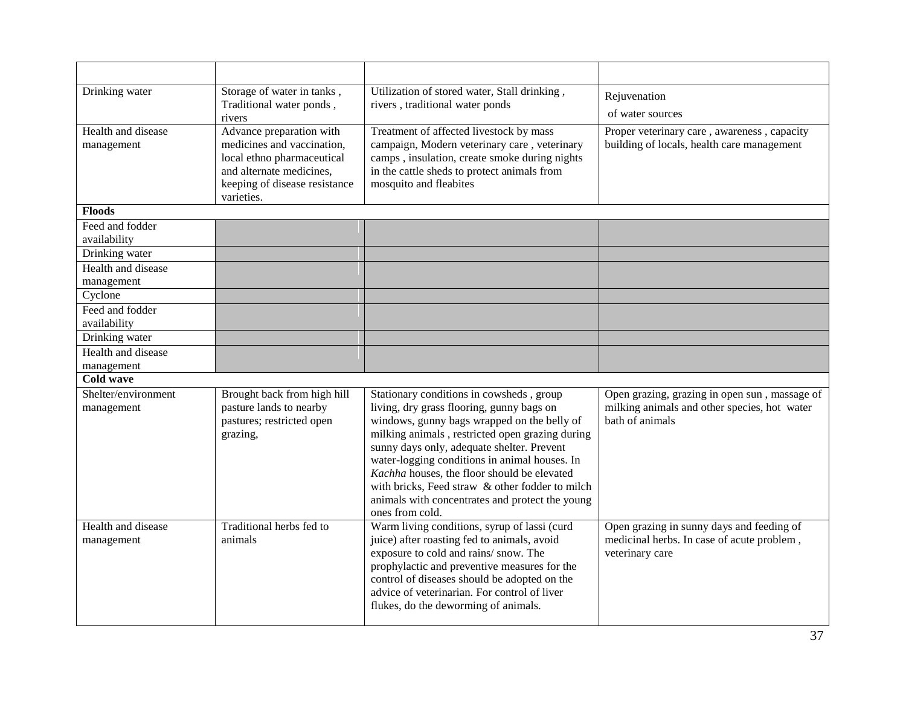| | | | |
|---|---|---|---|
| Drinking water | Storage of water in tanks , Traditional water ponds , rivers | Utilization of stored water, Stall drinking , rivers , traditional water ponds | Rejuvenation of water sources |
| Health and disease management | Advance preparation with medicines and vaccination, local ethno pharmaceutical and alternate medicines, keeping of disease resistance varieties. | Treatment of affected livestock by mass campaign, Modern veterinary care , veterinary camps , insulation, create smoke during nights in the cattle sheds to protect animals from mosquito and fleabites | Proper veterinary care , awareness , capacity building of locals, health care management |
| **Floods** | | | |
| Feed and fodder availability | | | |
| Drinking water | | | |
| Health and disease management | | | |
| Cyclone | | | |
| Feed and fodder availability | | | |
| Drinking water | | | |
| Health and disease management | | | |
| **Cold wave** | | | |
| Shelter/environment management | Brought back from high hill pasture lands to nearby pastures; restricted open grazing, | Stationary conditions in cowsheds , group living, dry grass flooring, gunny bags on windows, gunny bags wrapped on the belly of milking animals , restricted open grazing during sunny days only, adequate shelter. Prevent water-logging conditions in animal houses. In *Kachha* houses, the floor should be elevated with bricks, Feed straw & other fodder to milch animals with concentrates and protect the young ones from cold. | Open grazing, grazing in open sun , massage of milking animals and other species, hot water bath of animals |
| Health and disease management | Traditional herbs fed to animals | Warm living conditions, syrup of lassi (curd juice) after roasting fed to animals, avoid exposure to cold and rains/ snow. The prophylactic and preventive measures for the control of diseases should be adopted on the advice of veterinarian. For control of liver flukes, do the deworming of animals. | Open grazing in sunny days and feeding of medicinal herbs. In case of acute problem , veterinary care |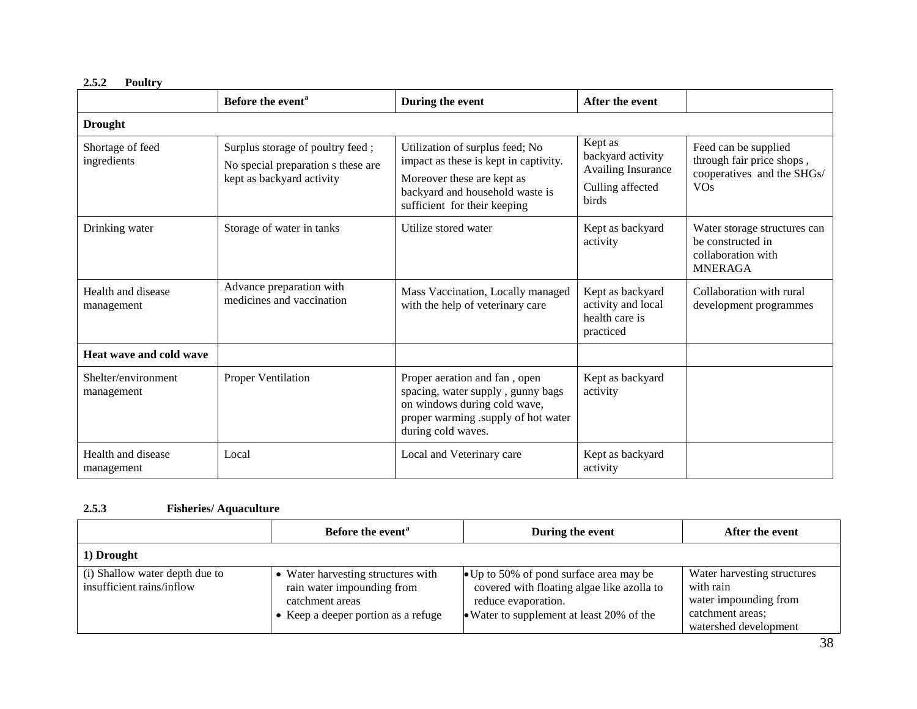**2.5.2 Poultry**

| | Before the event[a] | During the event | After the event | |
|---|---|---|---|---|
| **Drought** | | | | |
| Shortage of feed ingredients | Surplus storage of poultry feed ; No special preparation s these are kept as backyard activity | Utilization of surplus feed; No impact as these is kept in captivity. Moreover these are kept as backyard and household waste is sufficient for their keeping | Kept as backyard activity Availing Insurance Culling affected birds | Feed can be supplied through fair price shops , cooperatives and the SHGs/ VOs |
| Drinking water | Storage of water in tanks | Utilize stored water | Kept as backyard activity | Water storage structures can be constructed in collaboration with MNERAGA |
| Health and disease management | Advance preparation with medicines and vaccination | Mass Vaccination, Locally managed with the help of veterinary care | Kept as backyard activity and local health care is practiced | Collaboration with rural development programmes |
| **Heat wave and cold wave** | | | | |
| Shelter/environment management | Proper Ventilation | Proper aeration and fan , open spacing, water supply , gunny bags on windows during cold wave, proper warming .supply of hot water during cold waves. | Kept as backyard activity | |
| Health and disease management | Local | Local and Veterinary care | Kept as backyard activity | |

**2.5.3 Fisheries/ Aquaculture**

| | Before the event[a] | During the event | After the event |
|---|---|---|---|
| **1) Drought** | | | |
| (i) Shallow water depth due to insufficient rains/inflow | • Water harvesting structures with rain water impounding from catchment areas<br>• Keep a deeper portion as a refuge | • Up to 50% of pond surface area may be covered with floating algae like azolla to reduce evaporation.<br>• Water to supplement at least 20% of the | Water harvesting structures with rain water impounding from catchment areas; watershed development |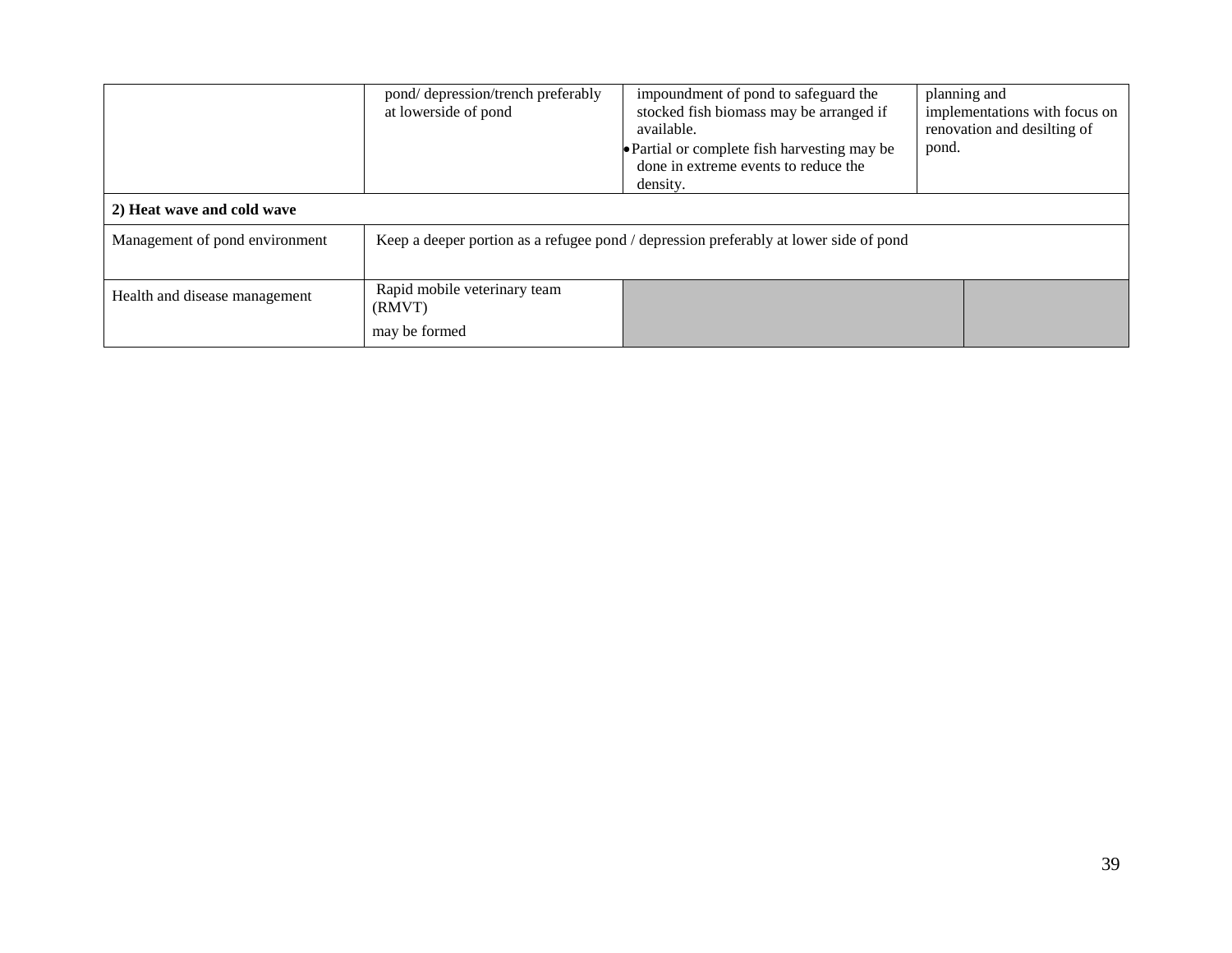| | | | |
|---|---|---|---|
| | pond/ depression/trench preferably at lowerside of pond | impoundment of pond to safeguard the stocked fish biomass may be arranged if available.<br>• Partial or complete fish harvesting may be done in extreme events to reduce the density. | planning and implementations with focus on renovation and desilting of pond. |
| **2) Heat wave and cold wave** | | | |
| Management of pond environment | Keep a deeper portion as a refugee pond / depression preferably at lower side of pond | | |
| Health and disease management | Rapid mobile veterinary team (RMVT) may be formed | | |